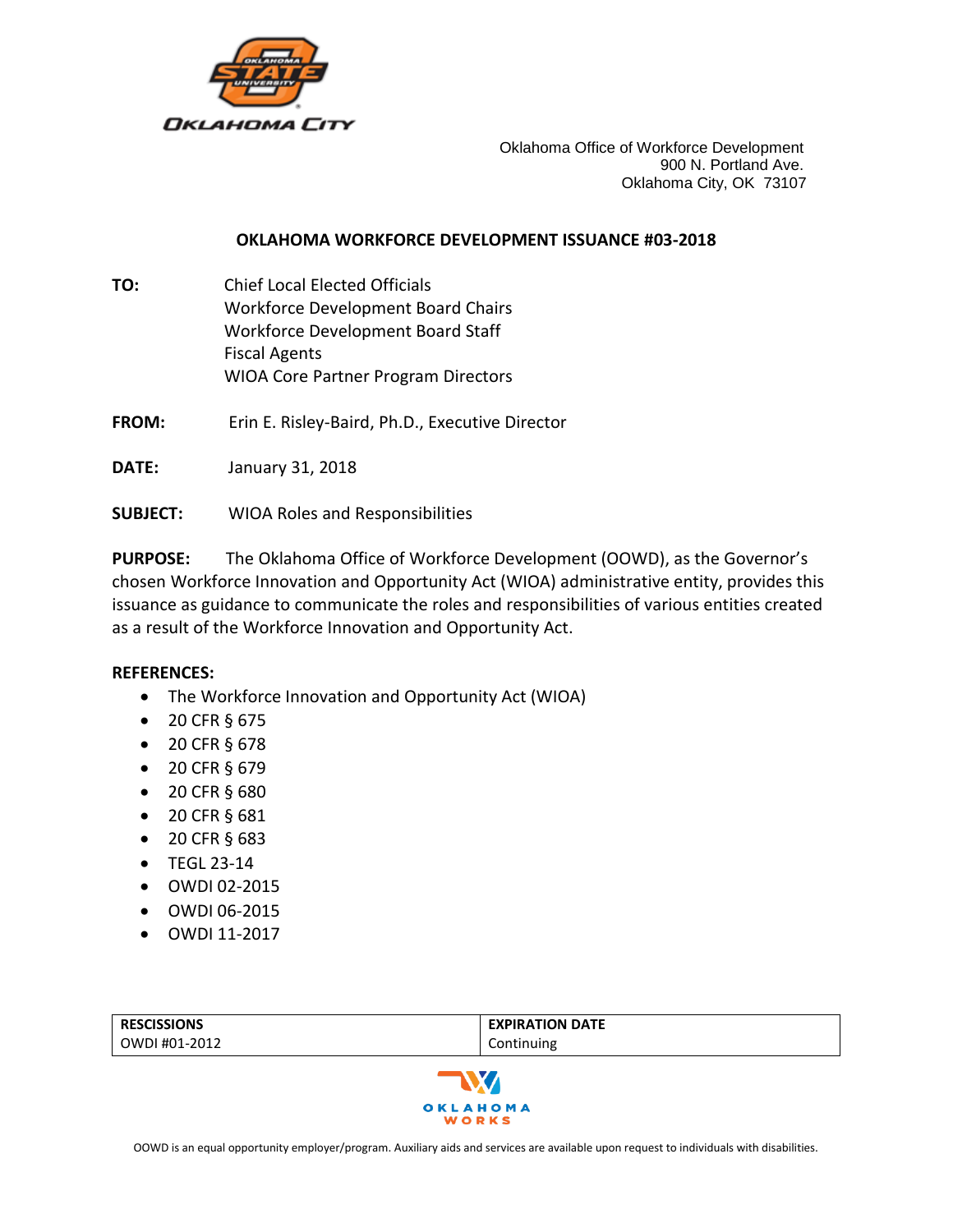Oklahoma Office of Workforce Development
900 N. Portland Ave.
Oklahoma City, OK 73107

# OKLAHOMA WORKFORCE DEVELOPMENT ISSUANCE #03-2018

**TO:** Chief Local Elected Officials
Workforce Development Board Chairs
Workforce Development Board Staff
Fiscal Agents
WIOA Core Partner Program Directors

**FROM:** Erin E. Risley-Baird, Ph.D., Executive Director

**DATE:** January 31, 2018

**SUBJECT:** WIOA Roles and Responsibilities

**PURPOSE:** The Oklahoma Office of Workforce Development (OOWD), as the Governor's chosen Workforce Innovation and Opportunity Act (WIOA) administrative entity, provides this issuance as guidance to communicate the roles and responsibilities of various entities created as a result of the Workforce Innovation and Opportunity Act.

**REFERENCES:**

- The Workforce Innovation and Opportunity Act (WIOA)
- 20 CFR § 675
- 20 CFR § 678
- 20 CFR § 679
- 20 CFR § 680
- 20 CFR § 681
- 20 CFR § 683
- TEGL 23-14
- OWDI 02-2015
- OWDI 06-2015
- OWDI 11-2017

| RESCISSIONS | EXPIRATION DATE |
| --- | --- |
| OWDI #01-2012 | Continuing |

OOWD is an equal opportunity employer/program. Auxiliary aids and services are available upon request to individuals with disabilities.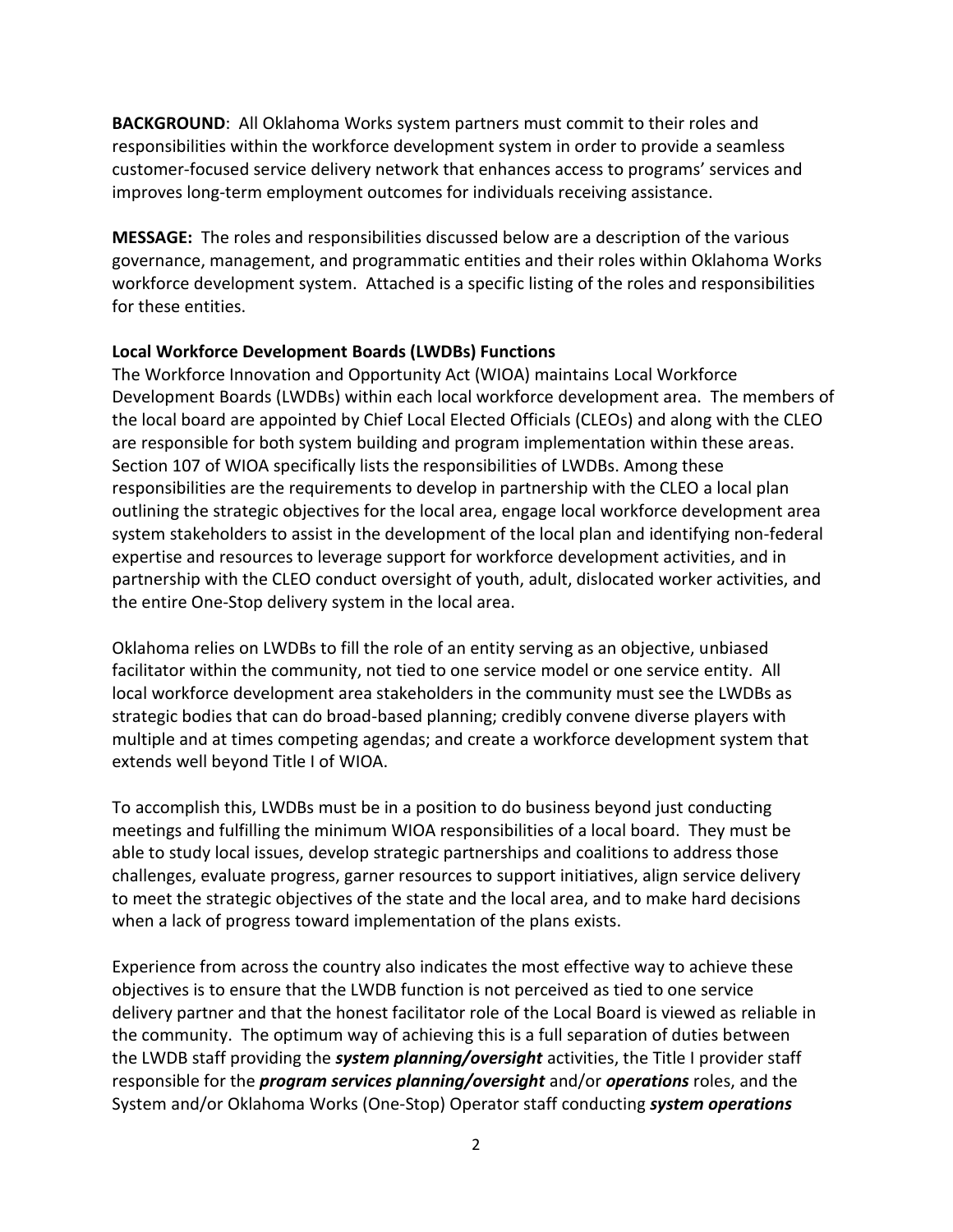**BACKGROUND**: All Oklahoma Works system partners must commit to their roles and responsibilities within the workforce development system in order to provide a seamless customer-focused service delivery network that enhances access to programs' services and improves long-term employment outcomes for individuals receiving assistance.

**MESSAGE:** The roles and responsibilities discussed below are a description of the various governance, management, and programmatic entities and their roles within Oklahoma Works workforce development system. Attached is a specific listing of the roles and responsibilities for these entities.

**Local Workforce Development Boards (LWDBs) Functions**

The Workforce Innovation and Opportunity Act (WIOA) maintains Local Workforce Development Boards (LWDBs) within each local workforce development area. The members of the local board are appointed by Chief Local Elected Officials (CLEOs) and along with the CLEO are responsible for both system building and program implementation within these areas. Section 107 of WIOA specifically lists the responsibilities of LWDBs. Among these responsibilities are the requirements to develop in partnership with the CLEO a local plan outlining the strategic objectives for the local area, engage local workforce development area system stakeholders to assist in the development of the local plan and identifying non-federal expertise and resources to leverage support for workforce development activities, and in partnership with the CLEO conduct oversight of youth, adult, dislocated worker activities, and the entire One-Stop delivery system in the local area.

Oklahoma relies on LWDBs to fill the role of an entity serving as an objective, unbiased facilitator within the community, not tied to one service model or one service entity. All local workforce development area stakeholders in the community must see the LWDBs as strategic bodies that can do broad-based planning; credibly convene diverse players with multiple and at times competing agendas; and create a workforce development system that extends well beyond Title I of WIOA.

To accomplish this, LWDBs must be in a position to do business beyond just conducting meetings and fulfilling the minimum WIOA responsibilities of a local board. They must be able to study local issues, develop strategic partnerships and coalitions to address those challenges, evaluate progress, garner resources to support initiatives, align service delivery to meet the strategic objectives of the state and the local area, and to make hard decisions when a lack of progress toward implementation of the plans exists.

Experience from across the country also indicates the most effective way to achieve these objectives is to ensure that the LWDB function is not perceived as tied to one service delivery partner and that the honest facilitator role of the Local Board is viewed as reliable in the community. The optimum way of achieving this is a full separation of duties between the LWDB staff providing the ***system planning/oversight*** activities, the Title I provider staff responsible for the ***program services planning/oversight*** and/or ***operations*** roles, and the System and/or Oklahoma Works (One-Stop) Operator staff conducting ***system operations***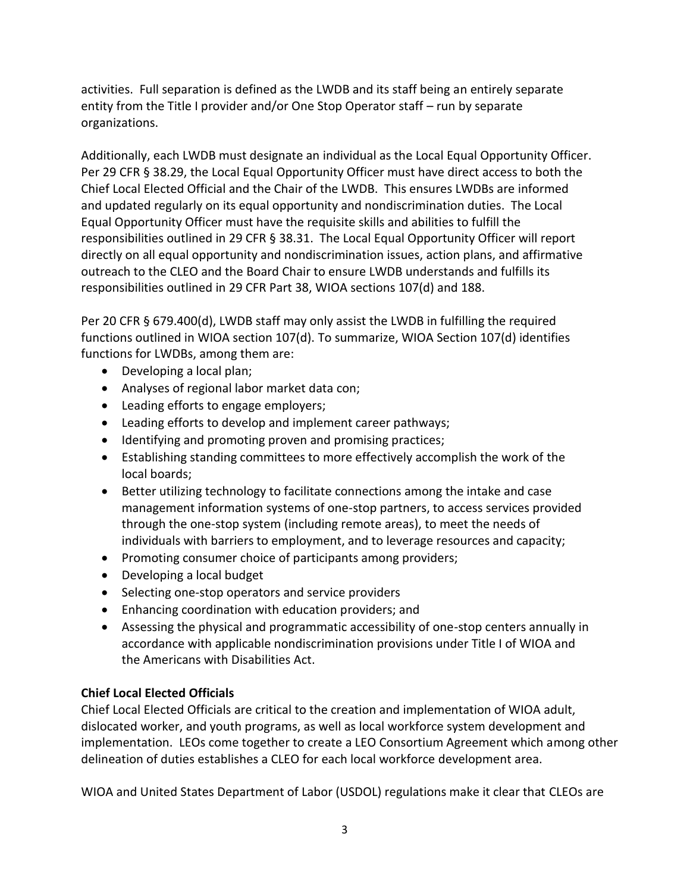activities. Full separation is defined as the LWDB and its staff being an entirely separate entity from the Title I provider and/or One Stop Operator staff – run by separate organizations.

Additionally, each LWDB must designate an individual as the Local Equal Opportunity Officer. Per 29 CFR § 38.29, the Local Equal Opportunity Officer must have direct access to both the Chief Local Elected Official and the Chair of the LWDB. This ensures LWDBs are informed and updated regularly on its equal opportunity and nondiscrimination duties. The Local Equal Opportunity Officer must have the requisite skills and abilities to fulfill the responsibilities outlined in 29 CFR § 38.31. The Local Equal Opportunity Officer will report directly on all equal opportunity and nondiscrimination issues, action plans, and affirmative outreach to the CLEO and the Board Chair to ensure LWDB understands and fulfills its responsibilities outlined in 29 CFR Part 38, WIOA sections 107(d) and 188.

Per 20 CFR § 679.400(d), LWDB staff may only assist the LWDB in fulfilling the required functions outlined in WIOA section 107(d). To summarize, WIOA Section 107(d) identifies functions for LWDBs, among them are:

- Developing a local plan;
- Analyses of regional labor market data con;
- Leading efforts to engage employers;
- Leading efforts to develop and implement career pathways;
- Identifying and promoting proven and promising practices;
- Establishing standing committees to more effectively accomplish the work of the local boards;
- Better utilizing technology to facilitate connections among the intake and case management information systems of one-stop partners, to access services provided through the one-stop system (including remote areas), to meet the needs of individuals with barriers to employment, and to leverage resources and capacity;
- Promoting consumer choice of participants among providers;
- Developing a local budget
- Selecting one-stop operators and service providers
- Enhancing coordination with education providers; and
- Assessing the physical and programmatic accessibility of one-stop centers annually in accordance with applicable nondiscrimination provisions under Title I of WIOA and the Americans with Disabilities Act.

**Chief Local Elected Officials**

Chief Local Elected Officials are critical to the creation and implementation of WIOA adult, dislocated worker, and youth programs, as well as local workforce system development and implementation. LEOs come together to create a LEO Consortium Agreement which among other delineation of duties establishes a CLEO for each local workforce development area.

WIOA and United States Department of Labor (USDOL) regulations make it clear that CLEOs are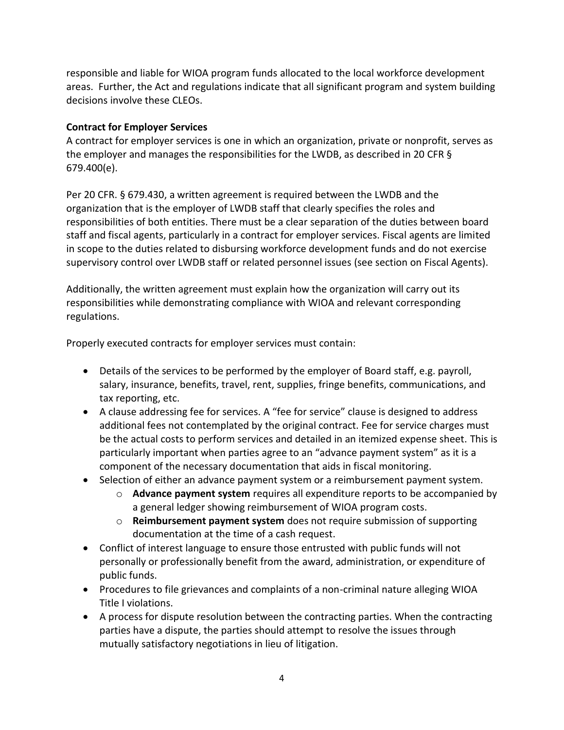responsible and liable for WIOA program funds allocated to the local workforce development areas. Further, the Act and regulations indicate that all significant program and system building decisions involve these CLEOs.

**Contract for Employer Services**

A contract for employer services is one in which an organization, private or nonprofit, serves as the employer and manages the responsibilities for the LWDB, as described in 20 CFR § 679.400(e).

Per 20 CFR. § 679.430, a written agreement is required between the LWDB and the organization that is the employer of LWDB staff that clearly specifies the roles and responsibilities of both entities. There must be a clear separation of the duties between board staff and fiscal agents, particularly in a contract for employer services. Fiscal agents are limited in scope to the duties related to disbursing workforce development funds and do not exercise supervisory control over LWDB staff or related personnel issues (see section on Fiscal Agents).

Additionally, the written agreement must explain how the organization will carry out its responsibilities while demonstrating compliance with WIOA and relevant corresponding regulations.

Properly executed contracts for employer services must contain:

- Details of the services to be performed by the employer of Board staff, e.g. payroll, salary, insurance, benefits, travel, rent, supplies, fringe benefits, communications, and tax reporting, etc.
- A clause addressing fee for services. A "fee for service" clause is designed to address additional fees not contemplated by the original contract. Fee for service charges must be the actual costs to perform services and detailed in an itemized expense sheet. This is particularly important when parties agree to an "advance payment system" as it is a component of the necessary documentation that aids in fiscal monitoring.
- Selection of either an advance payment system or a reimbursement payment system.
  - **Advance payment system** requires all expenditure reports to be accompanied by a general ledger showing reimbursement of WIOA program costs.
  - **Reimbursement payment system** does not require submission of supporting documentation at the time of a cash request.
- Conflict of interest language to ensure those entrusted with public funds will not personally or professionally benefit from the award, administration, or expenditure of public funds.
- Procedures to file grievances and complaints of a non-criminal nature alleging WIOA Title I violations.
- A process for dispute resolution between the contracting parties. When the contracting parties have a dispute, the parties should attempt to resolve the issues through mutually satisfactory negotiations in lieu of litigation.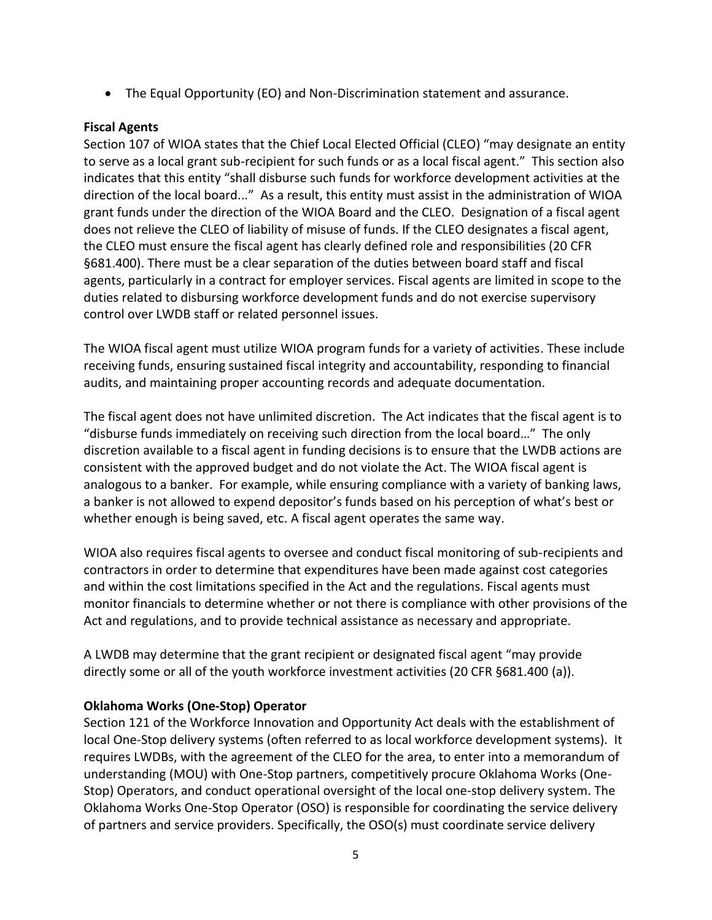- The Equal Opportunity (EO) and Non-Discrimination statement and assurance.

**Fiscal Agents**

Section 107 of WIOA states that the Chief Local Elected Official (CLEO) "may designate an entity to serve as a local grant sub-recipient for such funds or as a local fiscal agent." This section also indicates that this entity "shall disburse such funds for workforce development activities at the direction of the local board..." As a result, this entity must assist in the administration of WIOA grant funds under the direction of the WIOA Board and the CLEO. Designation of a fiscal agent does not relieve the CLEO of liability of misuse of funds. If the CLEO designates a fiscal agent, the CLEO must ensure the fiscal agent has clearly defined role and responsibilities (20 CFR §681.400). There must be a clear separation of the duties between board staff and fiscal agents, particularly in a contract for employer services. Fiscal agents are limited in scope to the duties related to disbursing workforce development funds and do not exercise supervisory control over LWDB staff or related personnel issues.

The WIOA fiscal agent must utilize WIOA program funds for a variety of activities. These include receiving funds, ensuring sustained fiscal integrity and accountability, responding to financial audits, and maintaining proper accounting records and adequate documentation.

The fiscal agent does not have unlimited discretion. The Act indicates that the fiscal agent is to "disburse funds immediately on receiving such direction from the local board…" The only discretion available to a fiscal agent in funding decisions is to ensure that the LWDB actions are consistent with the approved budget and do not violate the Act. The WIOA fiscal agent is analogous to a banker. For example, while ensuring compliance with a variety of banking laws, a banker is not allowed to expend depositor's funds based on his perception of what's best or whether enough is being saved, etc. A fiscal agent operates the same way.

WIOA also requires fiscal agents to oversee and conduct fiscal monitoring of sub-recipients and contractors in order to determine that expenditures have been made against cost categories and within the cost limitations specified in the Act and the regulations. Fiscal agents must monitor financials to determine whether or not there is compliance with other provisions of the Act and regulations, and to provide technical assistance as necessary and appropriate.

A LWDB may determine that the grant recipient or designated fiscal agent "may provide directly some or all of the youth workforce investment activities (20 CFR §681.400 (a)).

**Oklahoma Works (One-Stop) Operator**

Section 121 of the Workforce Innovation and Opportunity Act deals with the establishment of local One-Stop delivery systems (often referred to as local workforce development systems). It requires LWDBs, with the agreement of the CLEO for the area, to enter into a memorandum of understanding (MOU) with One-Stop partners, competitively procure Oklahoma Works (One-Stop) Operators, and conduct operational oversight of the local one-stop delivery system. The Oklahoma Works One-Stop Operator (OSO) is responsible for coordinating the service delivery of partners and service providers. Specifically, the OSO(s) must coordinate service delivery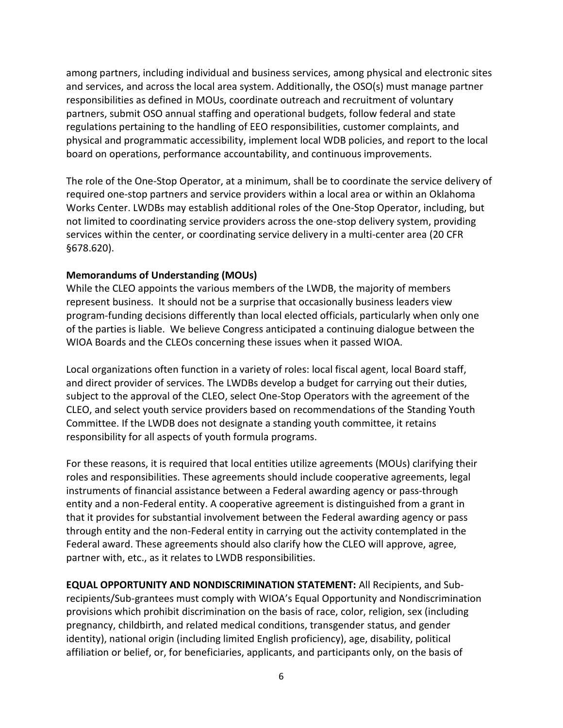among partners, including individual and business services, among physical and electronic sites and services, and across the local area system. Additionally, the OSO(s) must manage partner responsibilities as defined in MOUs, coordinate outreach and recruitment of voluntary partners, submit OSO annual staffing and operational budgets, follow federal and state regulations pertaining to the handling of EEO responsibilities, customer complaints, and physical and programmatic accessibility, implement local WDB policies, and report to the local board on operations, performance accountability, and continuous improvements.

The role of the One-Stop Operator, at a minimum, shall be to coordinate the service delivery of required one-stop partners and service providers within a local area or within an Oklahoma Works Center. LWDBs may establish additional roles of the One-Stop Operator, including, but not limited to coordinating service providers across the one-stop delivery system, providing services within the center, or coordinating service delivery in a multi-center area (20 CFR §678.620).

**Memorandums of Understanding (MOUs)**

While the CLEO appoints the various members of the LWDB, the majority of members represent business. It should not be a surprise that occasionally business leaders view program-funding decisions differently than local elected officials, particularly when only one of the parties is liable. We believe Congress anticipated a continuing dialogue between the WIOA Boards and the CLEOs concerning these issues when it passed WIOA.

Local organizations often function in a variety of roles: local fiscal agent, local Board staff, and direct provider of services. The LWDBs develop a budget for carrying out their duties, subject to the approval of the CLEO, select One-Stop Operators with the agreement of the CLEO, and select youth service providers based on recommendations of the Standing Youth Committee. If the LWDB does not designate a standing youth committee, it retains responsibility for all aspects of youth formula programs.

For these reasons, it is required that local entities utilize agreements (MOUs) clarifying their roles and responsibilities. These agreements should include cooperative agreements, legal instruments of financial assistance between a Federal awarding agency or pass-through entity and a non-Federal entity. A cooperative agreement is distinguished from a grant in that it provides for substantial involvement between the Federal awarding agency or pass through entity and the non-Federal entity in carrying out the activity contemplated in the Federal award. These agreements should also clarify how the CLEO will approve, agree, partner with, etc., as it relates to LWDB responsibilities.

**EQUAL OPPORTUNITY AND NONDISCRIMINATION STATEMENT:** All Recipients, and Sub-recipients/Sub-grantees must comply with WIOA's Equal Opportunity and Nondiscrimination provisions which prohibit discrimination on the basis of race, color, religion, sex (including pregnancy, childbirth, and related medical conditions, transgender status, and gender identity), national origin (including limited English proficiency), age, disability, political affiliation or belief, or, for beneficiaries, applicants, and participants only, on the basis of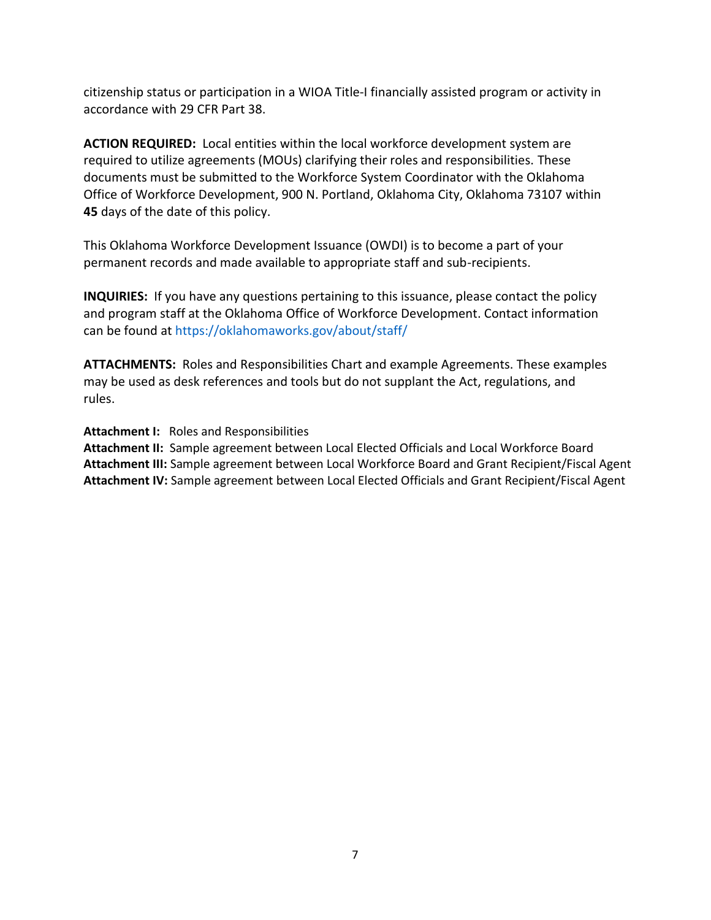citizenship status or participation in a WIOA Title-I financially assisted program or activity in accordance with 29 CFR Part 38.

**ACTION REQUIRED:** Local entities within the local workforce development system are required to utilize agreements (MOUs) clarifying their roles and responsibilities. These documents must be submitted to the Workforce System Coordinator with the Oklahoma Office of Workforce Development, 900 N. Portland, Oklahoma City, Oklahoma 73107 within **45** days of the date of this policy.

This Oklahoma Workforce Development Issuance (OWDI) is to become a part of your permanent records and made available to appropriate staff and sub-recipients.

**INQUIRIES:** If you have any questions pertaining to this issuance, please contact the policy and program staff at the Oklahoma Office of Workforce Development. Contact information can be found at https://oklahomaworks.gov/about/staff/

**ATTACHMENTS:** Roles and Responsibilities Chart and example Agreements. These examples may be used as desk references and tools but do not supplant the Act, regulations, and rules.

**Attachment I:** Roles and Responsibilities
**Attachment II:** Sample agreement between Local Elected Officials and Local Workforce Board
**Attachment III:** Sample agreement between Local Workforce Board and Grant Recipient/Fiscal Agent
**Attachment IV:** Sample agreement between Local Elected Officials and Grant Recipient/Fiscal Agent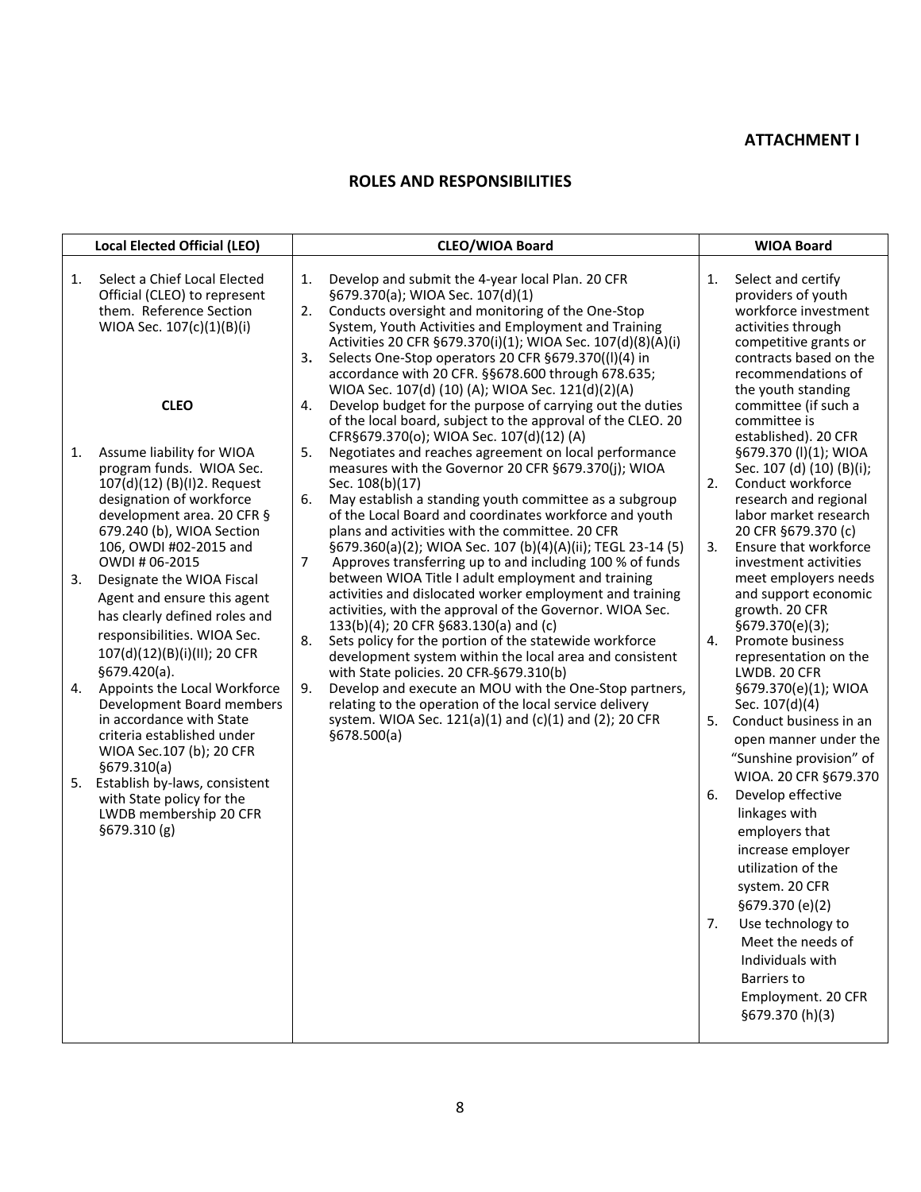**ATTACHMENT I**

## ROLES AND RESPONSIBILITIES

| Local Elected Official (LEO) | CLEO/WIOA Board | WIOA Board |
|---|---|---|
| 1. Select a Chief Local Elected Official (CLEO) to represent them. Reference Section WIOA Sec. 107(c)(1)(B)(i)<br><br>**CLEO**<br><br>1. Assume liability for WIOA program funds. WIOA Sec. 107(d)(12) (B)(I)2. Request designation of workforce development area. 20 CFR § 679.240 (b), WIOA Section 106, OWDI #02-2015 and OWDI # 06-2015<br>3. Designate the WIOA Fiscal Agent and ensure this agent has clearly defined roles and responsibilities. WIOA Sec. 107(d)(12)(B)(i)(II); 20 CFR §679.420(a).<br>4. Appoints the Local Workforce Development Board members in accordance with State criteria established under WIOA Sec.107 (b); 20 CFR §679.310(a)<br>5. Establish by-laws, consistent with State policy for the LWDB membership 20 CFR §679.310 (g) | 1. Develop and submit the 4-year local Plan. 20 CFR §679.370(a); WIOA Sec. 107(d)(1)<br>2. Conducts oversight and monitoring of the One-Stop System, Youth Activities and Employment and Training Activities 20 CFR §679.370(i)(1); WIOA Sec. 107(d)(8)(A)(i)<br>3. Selects One-Stop operators 20 CFR §679.370((l)(4) in accordance with 20 CFR. §§678.600 through 678.635; WIOA Sec. 107(d) (10) (A); WIOA Sec. 121(d)(2)(A)<br>4. Develop budget for the purpose of carrying out the duties of the local board, subject to the approval of the CLEO. 20 CFR§679.370(o); WIOA Sec. 107(d)(12) (A)<br>5. Negotiates and reaches agreement on local performance measures with the Governor 20 CFR §679.370(j); WIOA Sec. 108(b)(17)<br>6. May establish a standing youth committee as a subgroup of the Local Board and coordinates workforce and youth plans and activities with the committee. 20 CFR §679.360(a)(2); WIOA Sec. 107 (b)(4)(A)(ii); TEGL 23-14 (5)<br>7 Approves transferring up to and including 100 % of funds between WIOA Title I adult employment and training activities and dislocated worker employment and training activities, with the approval of the Governor. WIOA Sec. 133(b)(4); 20 CFR §683.130(a) and (c)<br>8. Sets policy for the portion of the statewide workforce development system within the local area and consistent with State policies. 20 CFR-§679.310(b)<br>9. Develop and execute an MOU with the One-Stop partners, relating to the operation of the local service delivery system. WIOA Sec. 121(a)(1) and (c)(1) and (2); 20 CFR §678.500(a) | 1. Select and certify providers of youth workforce investment activities through competitive grants or contracts based on the recommendations of the youth standing committee (if such a committee is established). 20 CFR §679.370 (l)(1); WIOA Sec. 107 (d) (10) (B)(i);<br>2. Conduct workforce research and regional labor market research 20 CFR §679.370 (c)<br>3. Ensure that workforce investment activities meet employers needs and support economic growth. 20 CFR §679.370(e)(3);<br>4. Promote business representation on the LWDB. 20 CFR §679.370(e)(1); WIOA Sec. 107(d)(4)<br>5. Conduct business in an open manner under the "Sunshine provision" of WIOA. 20 CFR §679.370<br>6. Develop effective linkages with employers that increase employer utilization of the system. 20 CFR §679.370 (e)(2)<br>7. Use technology to Meet the needs of Individuals with Barriers to Employment. 20 CFR §679.370 (h)(3) |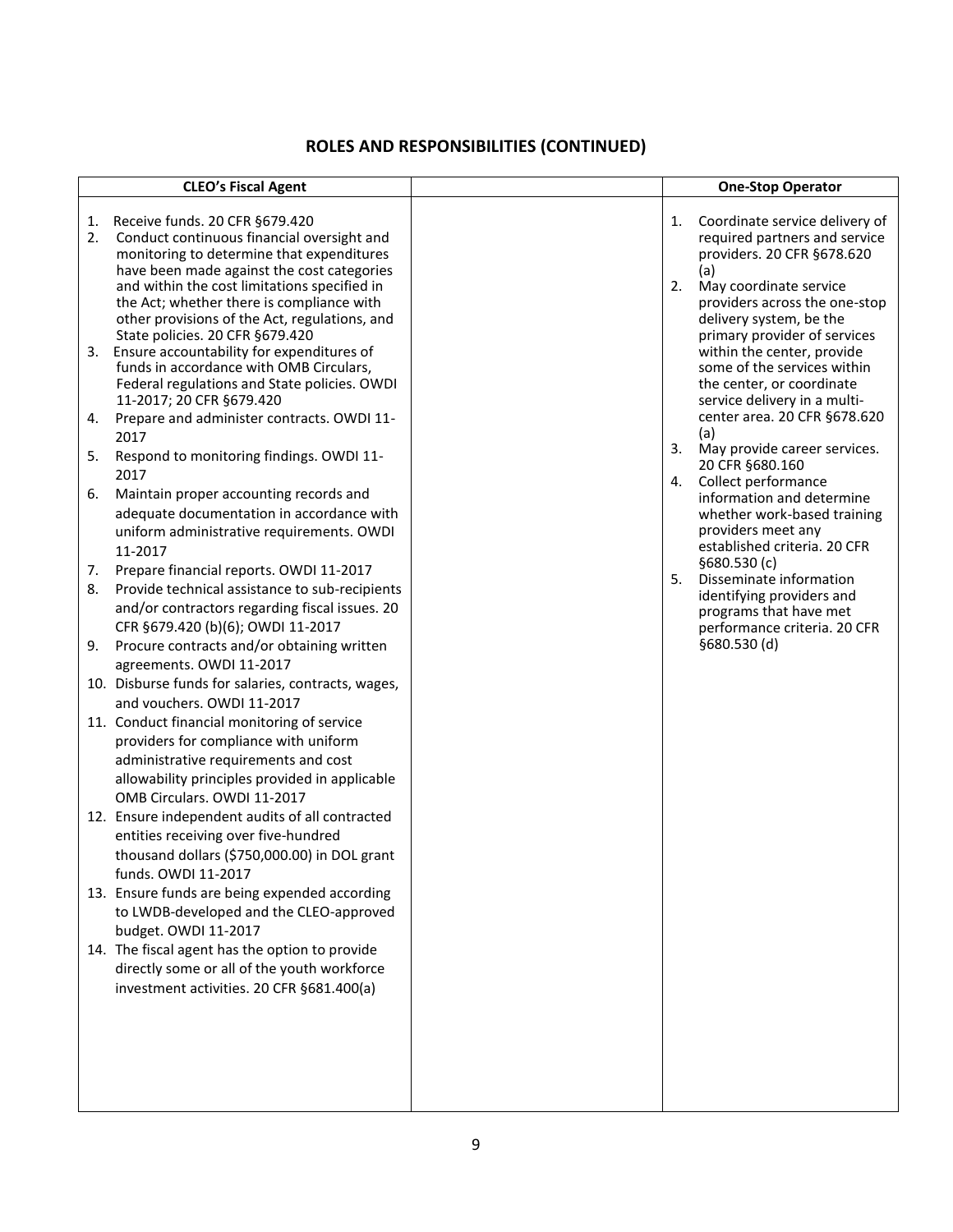## ROLES AND RESPONSIBILITIES (CONTINUED)

| CLEO's Fiscal Agent | | One-Stop Operator |
|---|---|---|
| 1. Receive funds. 20 CFR §679.420<br>2. Conduct continuous financial oversight and monitoring to determine that expenditures have been made against the cost categories and within the cost limitations specified in the Act; whether there is compliance with other provisions of the Act, regulations, and State policies. 20 CFR §679.420<br>3. Ensure accountability for expenditures of funds in accordance with OMB Circulars, Federal regulations and State policies. OWDI 11-2017; 20 CFR §679.420<br>4. Prepare and administer contracts. OWDI 11-2017<br>5. Respond to monitoring findings. OWDI 11-2017<br>6. Maintain proper accounting records and adequate documentation in accordance with uniform administrative requirements. OWDI 11-2017<br>7. Prepare financial reports. OWDI 11-2017<br>8. Provide technical assistance to sub-recipients and/or contractors regarding fiscal issues. 20 CFR §679.420 (b)(6); OWDI 11-2017<br>9. Procure contracts and/or obtaining written agreements. OWDI 11-2017<br>10. Disburse funds for salaries, contracts, wages, and vouchers. OWDI 11-2017<br>11. Conduct financial monitoring of service providers for compliance with uniform administrative requirements and cost allowability principles provided in applicable OMB Circulars. OWDI 11-2017<br>12. Ensure independent audits of all contracted entities receiving over five-hundred thousand dollars ($750,000.00) in DOL grant funds. OWDI 11-2017<br>13. Ensure funds are being expended according to LWDB-developed and the CLEO-approved budget. OWDI 11-2017<br>14. The fiscal agent has the option to provide directly some or all of the youth workforce investment activities. 20 CFR §681.400(a) | | 1. Coordinate service delivery of required partners and service providers. 20 CFR §678.620 (a)<br>2. May coordinate service providers across the one-stop delivery system, be the primary provider of services within the center, provide some of the services within the center, or coordinate service delivery in a multi-center area. 20 CFR §678.620 (a)<br>3. May provide career services. 20 CFR §680.160<br>4. Collect performance information and determine whether work-based training providers meet any established criteria. 20 CFR §680.530 (c)<br>5. Disseminate information identifying providers and programs that have met performance criteria. 20 CFR §680.530 (d) |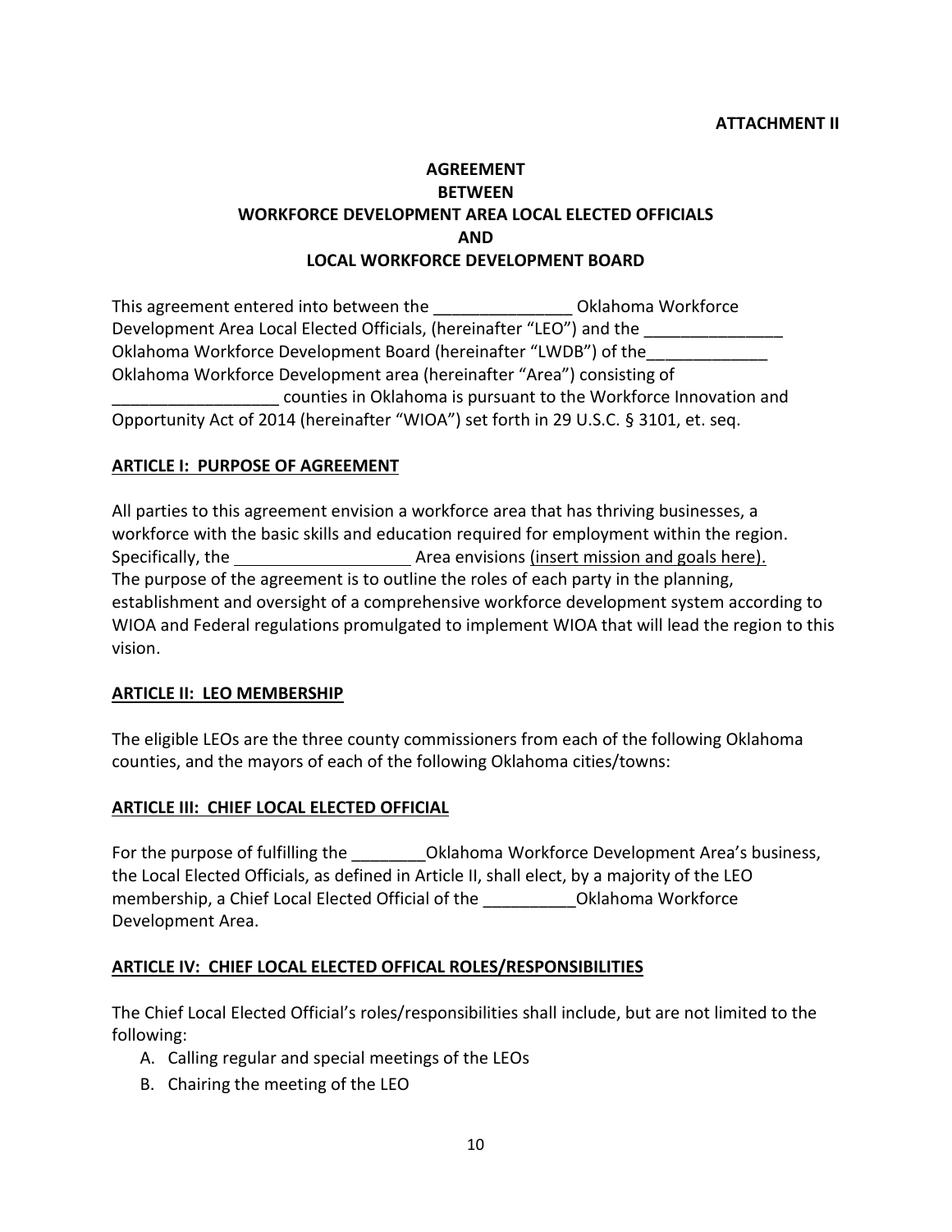**ATTACHMENT II**

# AGREEMENT
# BETWEEN
# WORKFORCE DEVELOPMENT AREA LOCAL ELECTED OFFICIALS
# AND
# LOCAL WORKFORCE DEVELOPMENT BOARD

This agreement entered into between the _______________ Oklahoma Workforce Development Area Local Elected Officials, (hereinafter "LEO") and the _______________ Oklahoma Workforce Development Board (hereinafter "LWDB") of the_____________ Oklahoma Workforce Development area (hereinafter "Area") consisting of __________________ counties in Oklahoma is pursuant to the Workforce Innovation and Opportunity Act of 2014 (hereinafter "WIOA") set forth in 29 U.S.C. § 3101, et. seq.

## ARTICLE I: PURPOSE OF AGREEMENT

All parties to this agreement envision a workforce area that has thriving businesses, a workforce with the basic skills and education required for employment within the region. Specifically, the ___________________ Area envisions (insert mission and goals here). The purpose of the agreement is to outline the roles of each party in the planning, establishment and oversight of a comprehensive workforce development system according to WIOA and Federal regulations promulgated to implement WIOA that will lead the region to this vision.

## ARTICLE II: LEO MEMBERSHIP

The eligible LEOs are the three county commissioners from each of the following Oklahoma counties, and the mayors of each of the following Oklahoma cities/towns:

## ARTICLE III: CHIEF LOCAL ELECTED OFFICIAL

For the purpose of fulfilling the ________Oklahoma Workforce Development Area's business, the Local Elected Officials, as defined in Article II, shall elect, by a majority of the LEO membership, a Chief Local Elected Official of the __________Oklahoma Workforce Development Area.

## ARTICLE IV: CHIEF LOCAL ELECTED OFFICAL ROLES/RESPONSIBILITIES

The Chief Local Elected Official's roles/responsibilities shall include, but are not limited to the following:

A. Calling regular and special meetings of the LEOs
B. Chairing the meeting of the LEO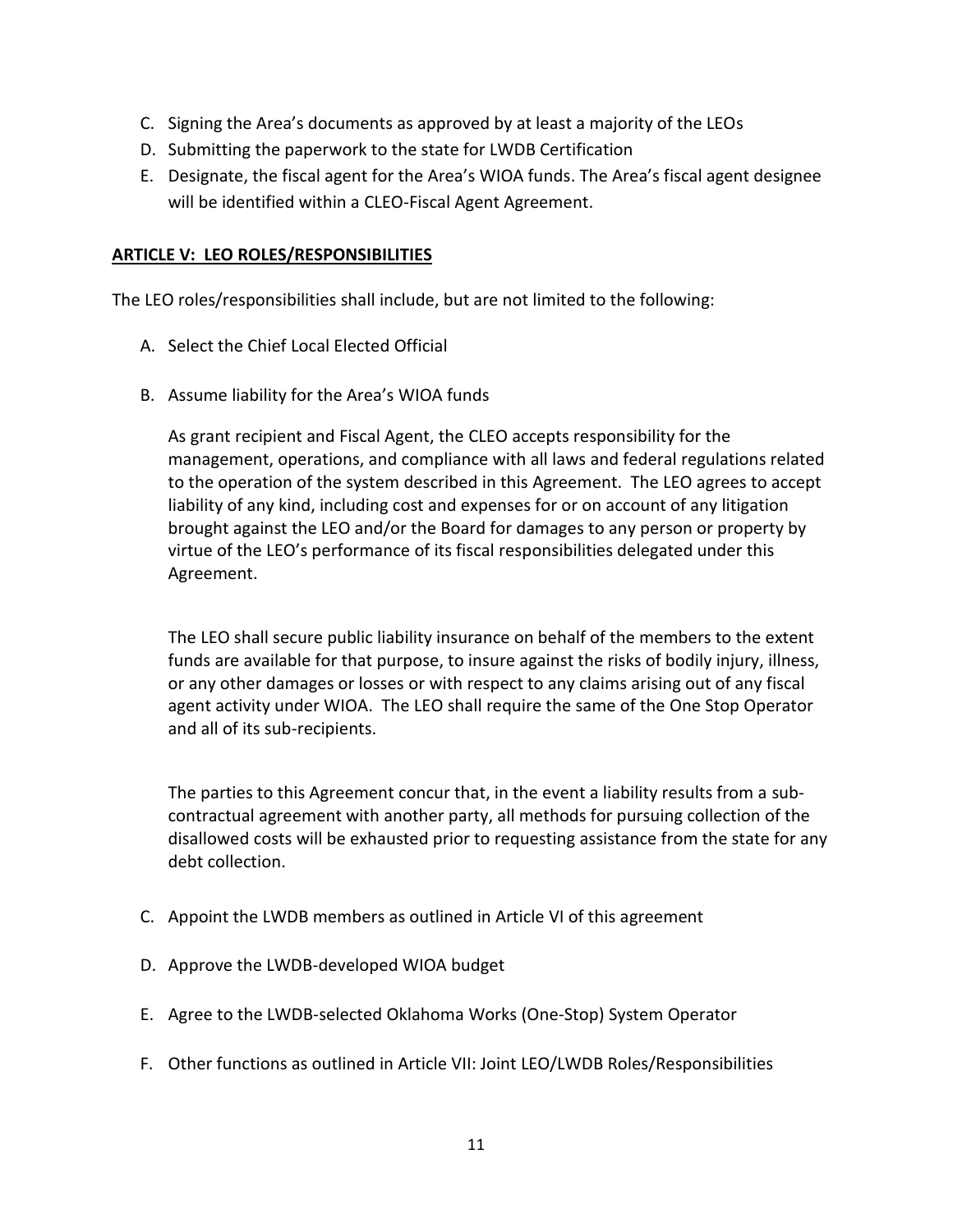C. Signing the Area's documents as approved by at least a majority of the LEOs
D. Submitting the paperwork to the state for LWDB Certification
E. Designate, the fiscal agent for the Area's WIOA funds. The Area's fiscal agent designee will be identified within a CLEO-Fiscal Agent Agreement.

**ARTICLE V: LEO ROLES/RESPONSIBILITIES**

The LEO roles/responsibilities shall include, but are not limited to the following:

A. Select the Chief Local Elected Official

B. Assume liability for the Area's WIOA funds

   As grant recipient and Fiscal Agent, the CLEO accepts responsibility for the management, operations, and compliance with all laws and federal regulations related to the operation of the system described in this Agreement. The LEO agrees to accept liability of any kind, including cost and expenses for or on account of any litigation brought against the LEO and/or the Board for damages to any person or property by virtue of the LEO's performance of its fiscal responsibilities delegated under this Agreement.

   The LEO shall secure public liability insurance on behalf of the members to the extent funds are available for that purpose, to insure against the risks of bodily injury, illness, or any other damages or losses or with respect to any claims arising out of any fiscal agent activity under WIOA. The LEO shall require the same of the One Stop Operator and all of its sub-recipients.

   The parties to this Agreement concur that, in the event a liability results from a sub-contractual agreement with another party, all methods for pursuing collection of the disallowed costs will be exhausted prior to requesting assistance from the state for any debt collection.

C. Appoint the LWDB members as outlined in Article VI of this agreement

D. Approve the LWDB-developed WIOA budget

E. Agree to the LWDB-selected Oklahoma Works (One-Stop) System Operator

F. Other functions as outlined in Article VII: Joint LEO/LWDB Roles/Responsibilities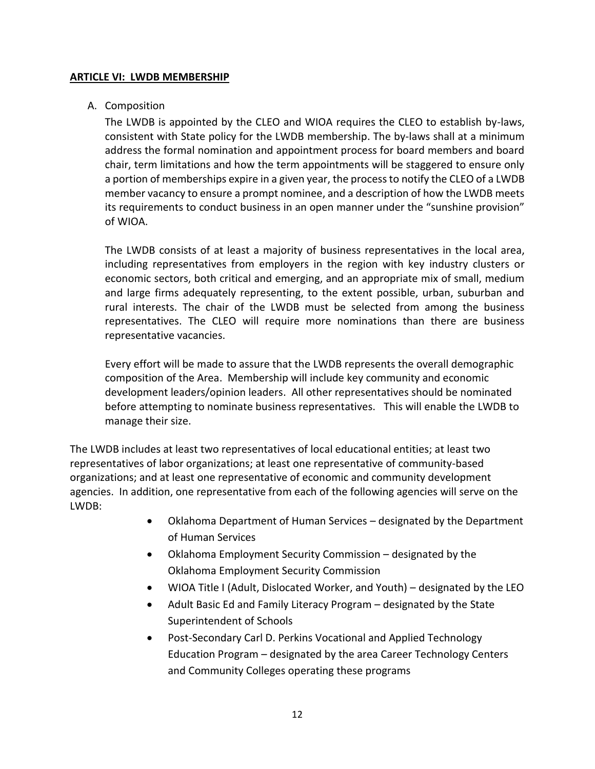**ARTICLE VI: LWDB MEMBERSHIP**

A. Composition

The LWDB is appointed by the CLEO and WIOA requires the CLEO to establish by-laws, consistent with State policy for the LWDB membership. The by-laws shall at a minimum address the formal nomination and appointment process for board members and board chair, term limitations and how the term appointments will be staggered to ensure only a portion of memberships expire in a given year, the process to notify the CLEO of a LWDB member vacancy to ensure a prompt nominee, and a description of how the LWDB meets its requirements to conduct business in an open manner under the "sunshine provision" of WIOA.

The LWDB consists of at least a majority of business representatives in the local area, including representatives from employers in the region with key industry clusters or economic sectors, both critical and emerging, and an appropriate mix of small, medium and large firms adequately representing, to the extent possible, urban, suburban and rural interests. The chair of the LWDB must be selected from among the business representatives. The CLEO will require more nominations than there are business representative vacancies.

Every effort will be made to assure that the LWDB represents the overall demographic composition of the Area. Membership will include key community and economic development leaders/opinion leaders. All other representatives should be nominated before attempting to nominate business representatives. This will enable the LWDB to manage their size.

The LWDB includes at least two representatives of local educational entities; at least two representatives of labor organizations; at least one representative of community-based organizations; and at least one representative of economic and community development agencies. In addition, one representative from each of the following agencies will serve on the LWDB:

- Oklahoma Department of Human Services – designated by the Department of Human Services
- Oklahoma Employment Security Commission – designated by the Oklahoma Employment Security Commission
- WIOA Title I (Adult, Dislocated Worker, and Youth) – designated by the LEO
- Adult Basic Ed and Family Literacy Program – designated by the State Superintendent of Schools
- Post-Secondary Carl D. Perkins Vocational and Applied Technology Education Program – designated by the area Career Technology Centers and Community Colleges operating these programs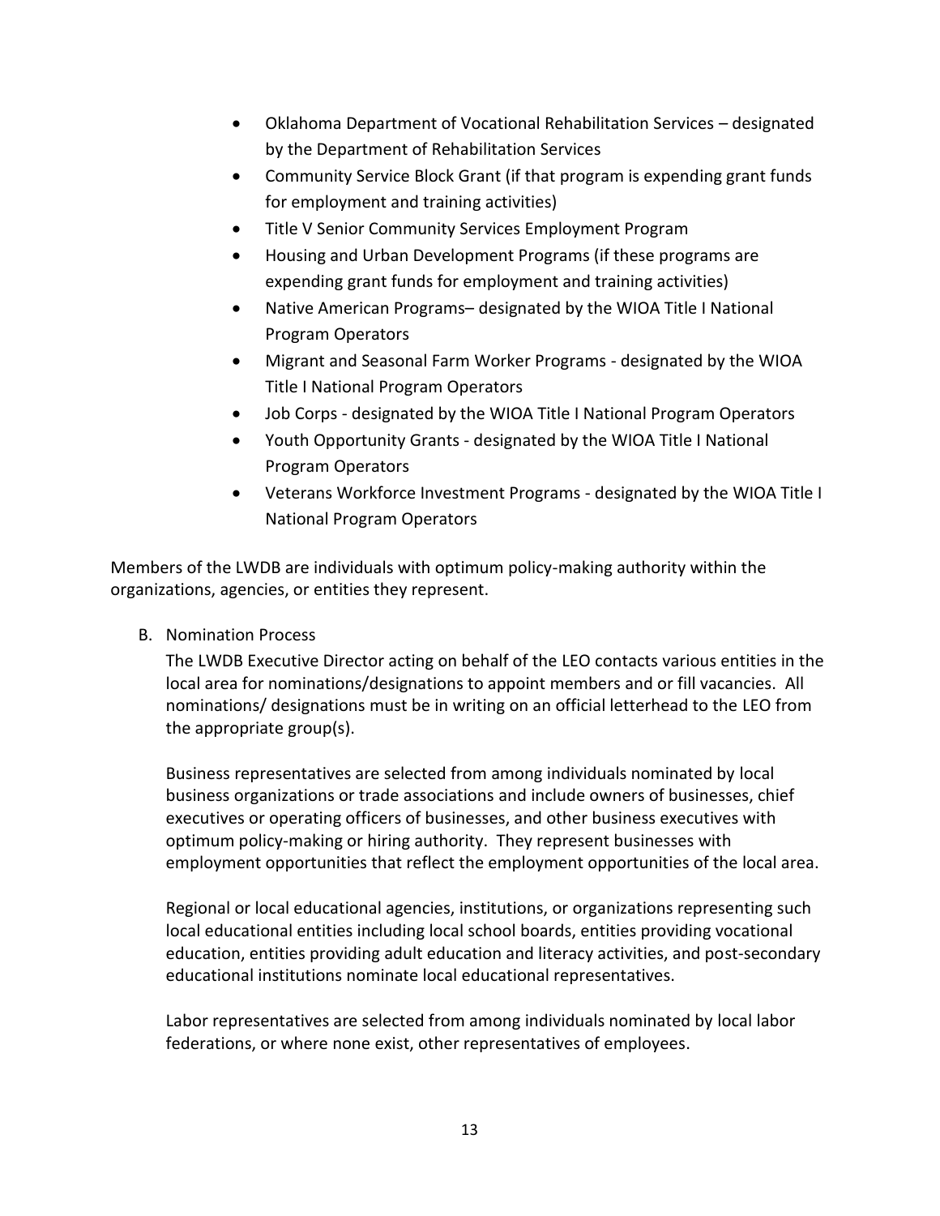- Oklahoma Department of Vocational Rehabilitation Services – designated by the Department of Rehabilitation Services
- Community Service Block Grant (if that program is expending grant funds for employment and training activities)
- Title V Senior Community Services Employment Program
- Housing and Urban Development Programs (if these programs are expending grant funds for employment and training activities)
- Native American Programs– designated by the WIOA Title I National Program Operators
- Migrant and Seasonal Farm Worker Programs - designated by the WIOA Title I National Program Operators
- Job Corps - designated by the WIOA Title I National Program Operators
- Youth Opportunity Grants - designated by the WIOA Title I National Program Operators
- Veterans Workforce Investment Programs - designated by the WIOA Title I National Program Operators

Members of the LWDB are individuals with optimum policy-making authority within the organizations, agencies, or entities they represent.

B. Nomination Process

The LWDB Executive Director acting on behalf of the LEO contacts various entities in the local area for nominations/designations to appoint members and or fill vacancies. All nominations/ designations must be in writing on an official letterhead to the LEO from the appropriate group(s).

Business representatives are selected from among individuals nominated by local business organizations or trade associations and include owners of businesses, chief executives or operating officers of businesses, and other business executives with optimum policy-making or hiring authority. They represent businesses with employment opportunities that reflect the employment opportunities of the local area.

Regional or local educational agencies, institutions, or organizations representing such local educational entities including local school boards, entities providing vocational education, entities providing adult education and literacy activities, and post-secondary educational institutions nominate local educational representatives.

Labor representatives are selected from among individuals nominated by local labor federations, or where none exist, other representatives of employees.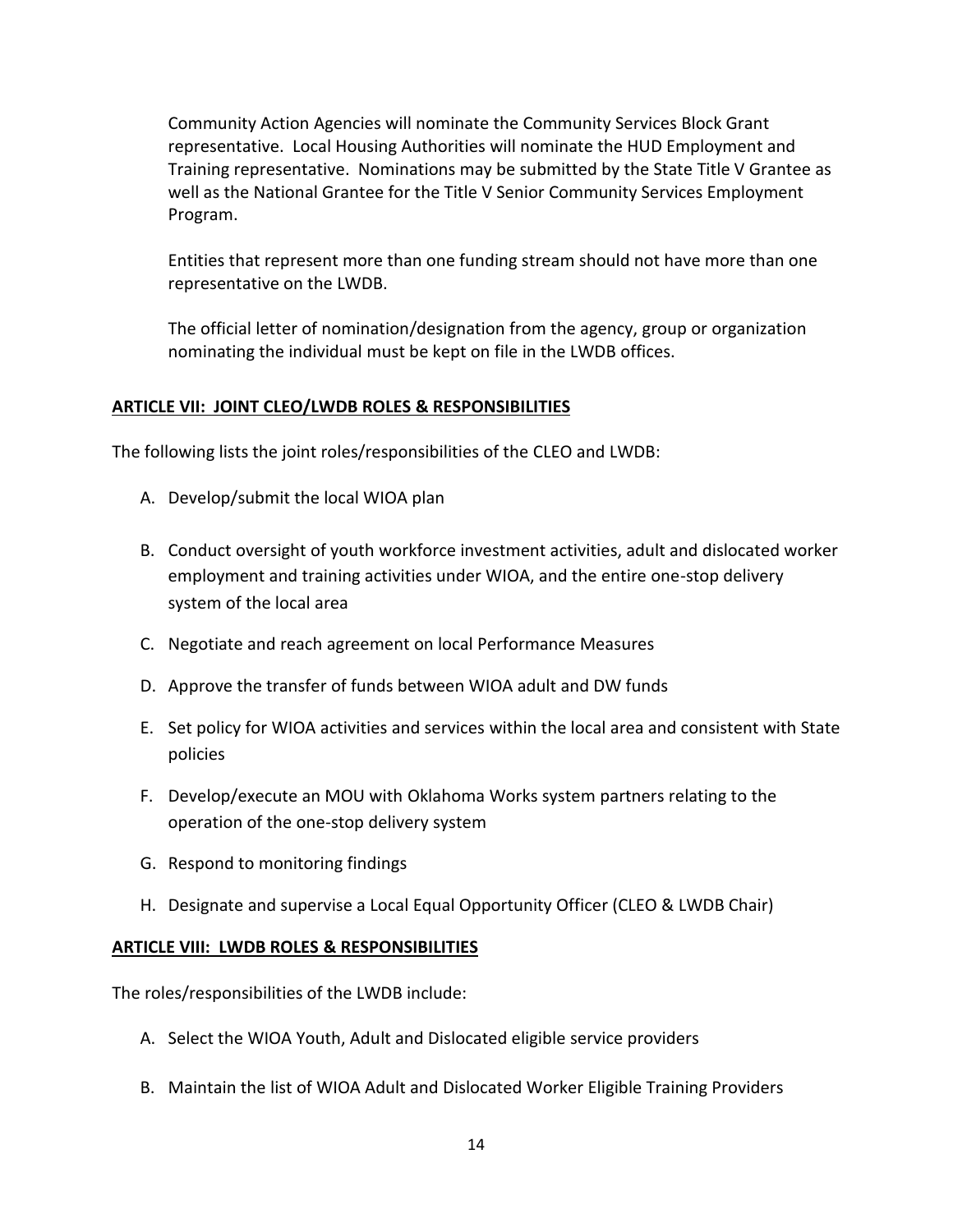Community Action Agencies will nominate the Community Services Block Grant representative. Local Housing Authorities will nominate the HUD Employment and Training representative. Nominations may be submitted by the State Title V Grantee as well as the National Grantee for the Title V Senior Community Services Employment Program.

Entities that represent more than one funding stream should not have more than one representative on the LWDB.

The official letter of nomination/designation from the agency, group or organization nominating the individual must be kept on file in the LWDB offices.

## ARTICLE VII: JOINT CLEO/LWDB ROLES & RESPONSIBILITIES

The following lists the joint roles/responsibilities of the CLEO and LWDB:

A. Develop/submit the local WIOA plan

B. Conduct oversight of youth workforce investment activities, adult and dislocated worker employment and training activities under WIOA, and the entire one-stop delivery system of the local area

C. Negotiate and reach agreement on local Performance Measures

D. Approve the transfer of funds between WIOA adult and DW funds

E. Set policy for WIOA activities and services within the local area and consistent with State policies

F. Develop/execute an MOU with Oklahoma Works system partners relating to the operation of the one-stop delivery system

G. Respond to monitoring findings

H. Designate and supervise a Local Equal Opportunity Officer (CLEO & LWDB Chair)

## ARTICLE VIII: LWDB ROLES & RESPONSIBILITIES

The roles/responsibilities of the LWDB include:

A. Select the WIOA Youth, Adult and Dislocated eligible service providers

B. Maintain the list of WIOA Adult and Dislocated Worker Eligible Training Providers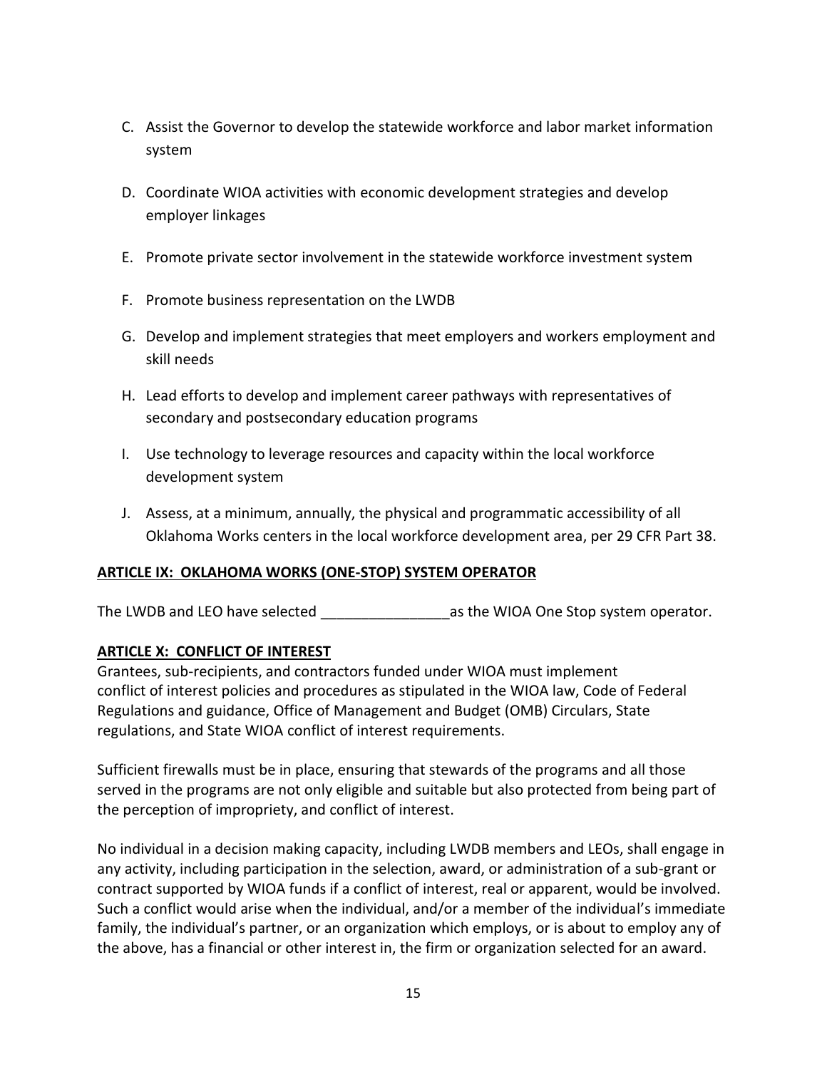C. Assist the Governor to develop the statewide workforce and labor market information system

D. Coordinate WIOA activities with economic development strategies and develop employer linkages

E. Promote private sector involvement in the statewide workforce investment system

F. Promote business representation on the LWDB

G. Develop and implement strategies that meet employers and workers employment and skill needs

H. Lead efforts to develop and implement career pathways with representatives of secondary and postsecondary education programs

I. Use technology to leverage resources and capacity within the local workforce development system

J. Assess, at a minimum, annually, the physical and programmatic accessibility of all Oklahoma Works centers in the local workforce development area, per 29 CFR Part 38.

## ARTICLE IX: OKLAHOMA WORKS (ONE-STOP) SYSTEM OPERATOR

The LWDB and LEO have selected ________________as the WIOA One Stop system operator.

## ARTICLE X: CONFLICT OF INTEREST

Grantees, sub-recipients, and contractors funded under WIOA must implement conflict of interest policies and procedures as stipulated in the WIOA law, Code of Federal Regulations and guidance, Office of Management and Budget (OMB) Circulars, State regulations, and State WIOA conflict of interest requirements.

Sufficient firewalls must be in place, ensuring that stewards of the programs and all those served in the programs are not only eligible and suitable but also protected from being part of the perception of impropriety, and conflict of interest.

No individual in a decision making capacity, including LWDB members and LEOs, shall engage in any activity, including participation in the selection, award, or administration of a sub-grant or contract supported by WIOA funds if a conflict of interest, real or apparent, would be involved. Such a conflict would arise when the individual, and/or a member of the individual's immediate family, the individual's partner, or an organization which employs, or is about to employ any of the above, has a financial or other interest in, the firm or organization selected for an award.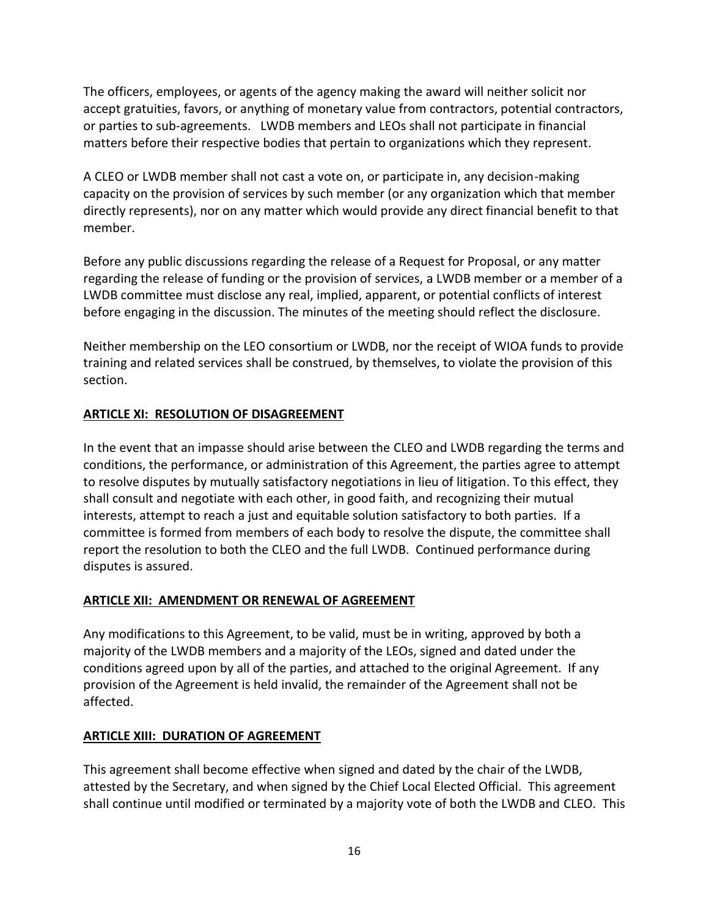The officers, employees, or agents of the agency making the award will neither solicit nor accept gratuities, favors, or anything of monetary value from contractors, potential contractors, or parties to sub-agreements. LWDB members and LEOs shall not participate in financial matters before their respective bodies that pertain to organizations which they represent.

A CLEO or LWDB member shall not cast a vote on, or participate in, any decision-making capacity on the provision of services by such member (or any organization which that member directly represents), nor on any matter which would provide any direct financial benefit to that member.

Before any public discussions regarding the release of a Request for Proposal, or any matter regarding the release of funding or the provision of services, a LWDB member or a member of a LWDB committee must disclose any real, implied, apparent, or potential conflicts of interest before engaging in the discussion. The minutes of the meeting should reflect the disclosure.

Neither membership on the LEO consortium or LWDB, nor the receipt of WIOA funds to provide training and related services shall be construed, by themselves, to violate the provision of this section.

## ARTICLE XI: RESOLUTION OF DISAGREEMENT

In the event that an impasse should arise between the CLEO and LWDB regarding the terms and conditions, the performance, or administration of this Agreement, the parties agree to attempt to resolve disputes by mutually satisfactory negotiations in lieu of litigation. To this effect, they shall consult and negotiate with each other, in good faith, and recognizing their mutual interests, attempt to reach a just and equitable solution satisfactory to both parties. If a committee is formed from members of each body to resolve the dispute, the committee shall report the resolution to both the CLEO and the full LWDB. Continued performance during disputes is assured.

## ARTICLE XII: AMENDMENT OR RENEWAL OF AGREEMENT

Any modifications to this Agreement, to be valid, must be in writing, approved by both a majority of the LWDB members and a majority of the LEOs, signed and dated under the conditions agreed upon by all of the parties, and attached to the original Agreement. If any provision of the Agreement is held invalid, the remainder of the Agreement shall not be affected.

## ARTICLE XIII: DURATION OF AGREEMENT

This agreement shall become effective when signed and dated by the chair of the LWDB, attested by the Secretary, and when signed by the Chief Local Elected Official. This agreement shall continue until modified or terminated by a majority vote of both the LWDB and CLEO. This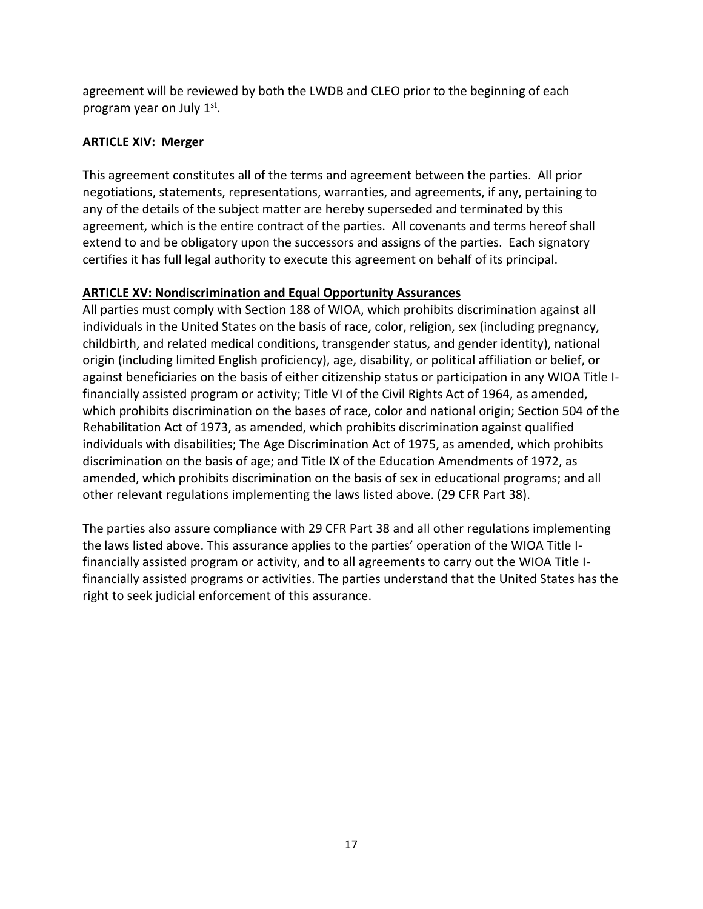agreement will be reviewed by both the LWDB and CLEO prior to the beginning of each program year on July 1st.

## ARTICLE XIV: Merger

This agreement constitutes all of the terms and agreement between the parties. All prior negotiations, statements, representations, warranties, and agreements, if any, pertaining to any of the details of the subject matter are hereby superseded and terminated by this agreement, which is the entire contract of the parties. All covenants and terms hereof shall extend to and be obligatory upon the successors and assigns of the parties. Each signatory certifies it has full legal authority to execute this agreement on behalf of its principal.

## ARTICLE XV: Nondiscrimination and Equal Opportunity Assurances

All parties must comply with Section 188 of WIOA, which prohibits discrimination against all individuals in the United States on the basis of race, color, religion, sex (including pregnancy, childbirth, and related medical conditions, transgender status, and gender identity), national origin (including limited English proficiency), age, disability, or political affiliation or belief, or against beneficiaries on the basis of either citizenship status or participation in any WIOA Title I-financially assisted program or activity; Title VI of the Civil Rights Act of 1964, as amended, which prohibits discrimination on the bases of race, color and national origin; Section 504 of the Rehabilitation Act of 1973, as amended, which prohibits discrimination against qualified individuals with disabilities; The Age Discrimination Act of 1975, as amended, which prohibits discrimination on the basis of age; and Title IX of the Education Amendments of 1972, as amended, which prohibits discrimination on the basis of sex in educational programs; and all other relevant regulations implementing the laws listed above. (29 CFR Part 38).

The parties also assure compliance with 29 CFR Part 38 and all other regulations implementing the laws listed above. This assurance applies to the parties' operation of the WIOA Title I-financially assisted program or activity, and to all agreements to carry out the WIOA Title I-financially assisted programs or activities. The parties understand that the United States has the right to seek judicial enforcement of this assurance.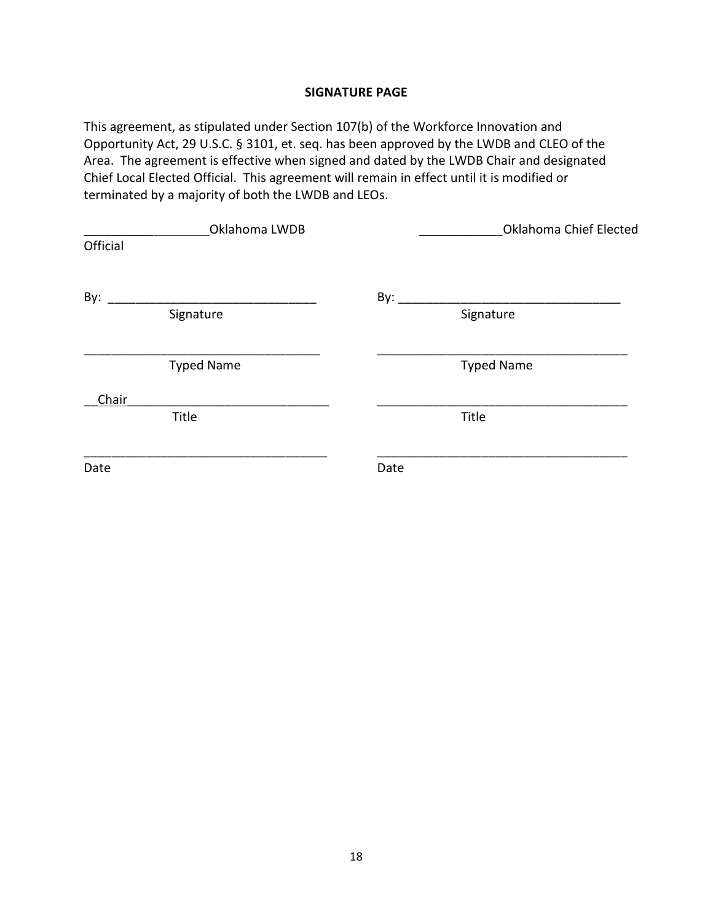**SIGNATURE PAGE**

This agreement, as stipulated under Section 107(b) of the Workforce Innovation and Opportunity Act, 29 U.S.C. § 3101, et. seq. has been approved by the LWDB and CLEO of the Area. The agreement is effective when signed and dated by the LWDB Chair and designated Chief Local Elected Official. This agreement will remain in effect until it is modified or terminated by a majority of both the LWDB and LEOs.

| | |
|---|---|
| __________________Oklahoma LWDB | ___________Oklahoma Chief Elected Official |
| By: ______________________________ | By: ________________________________ |
| Signature | Signature |
| __________________________________ | ____________________________________ |
| Typed Name | Typed Name |
| __Chair____________________________ | ____________________________________ |
| Title | Title |
| __________________________________ | ____________________________________ |
| Date | Date |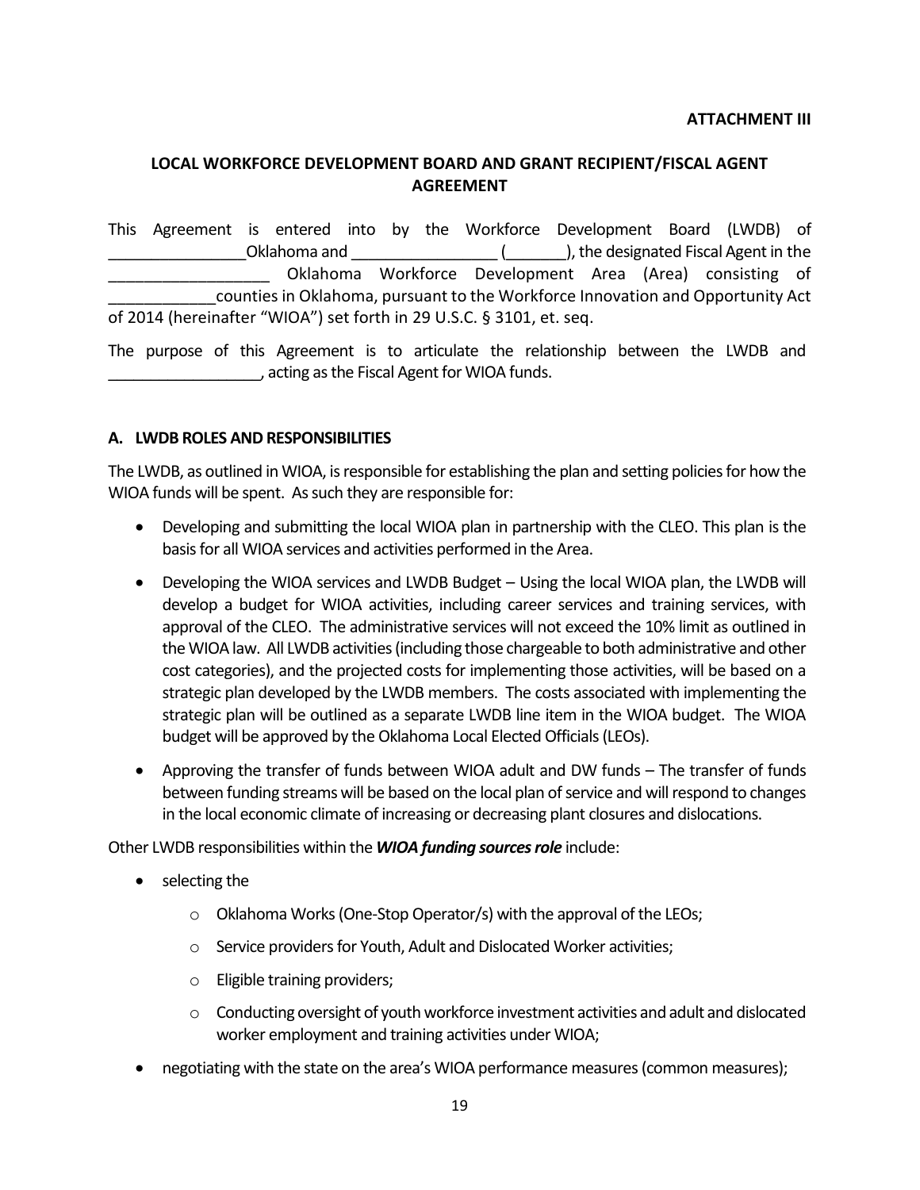**ATTACHMENT III**

## LOCAL WORKFORCE DEVELOPMENT BOARD AND GRANT RECIPIENT/FISCAL AGENT AGREEMENT

This Agreement is entered into by the Workforce Development Board (LWDB) of ________________Oklahoma and _________________ (_______), the designated Fiscal Agent in the __________________ Oklahoma Workforce Development Area (Area) consisting of ____________counties in Oklahoma, pursuant to the Workforce Innovation and Opportunity Act of 2014 (hereinafter "WIOA") set forth in 29 U.S.C. § 3101, et. seq.

The purpose of this Agreement is to articulate the relationship between the LWDB and __________________, acting as the Fiscal Agent for WIOA funds.

### A. LWDB ROLES AND RESPONSIBILITIES

The LWDB, as outlined in WIOA, is responsible for establishing the plan and setting policies for how the WIOA funds will be spent. As such they are responsible for:

- Developing and submitting the local WIOA plan in partnership with the CLEO. This plan is the basis for all WIOA services and activities performed in the Area.
- Developing the WIOA services and LWDB Budget – Using the local WIOA plan, the LWDB will develop a budget for WIOA activities, including career services and training services, with approval of the CLEO. The administrative services will not exceed the 10% limit as outlined in the WIOA law. All LWDB activities (including those chargeable to both administrative and other cost categories), and the projected costs for implementing those activities, will be based on a strategic plan developed by the LWDB members. The costs associated with implementing the strategic plan will be outlined as a separate LWDB line item in the WIOA budget. The WIOA budget will be approved by the Oklahoma Local Elected Officials (LEOs).
- Approving the transfer of funds between WIOA adult and DW funds – The transfer of funds between funding streams will be based on the local plan of service and will respond to changes in the local economic climate of increasing or decreasing plant closures and dislocations.

Other LWDB responsibilities within the ***WIOA funding sources role*** include:

- selecting the
  - Oklahoma Works (One-Stop Operator/s) with the approval of the LEOs;
  - Service providers for Youth, Adult and Dislocated Worker activities;
  - Eligible training providers;
  - Conducting oversight of youth workforce investment activities and adult and dislocated worker employment and training activities under WIOA;
- negotiating with the state on the area's WIOA performance measures (common measures);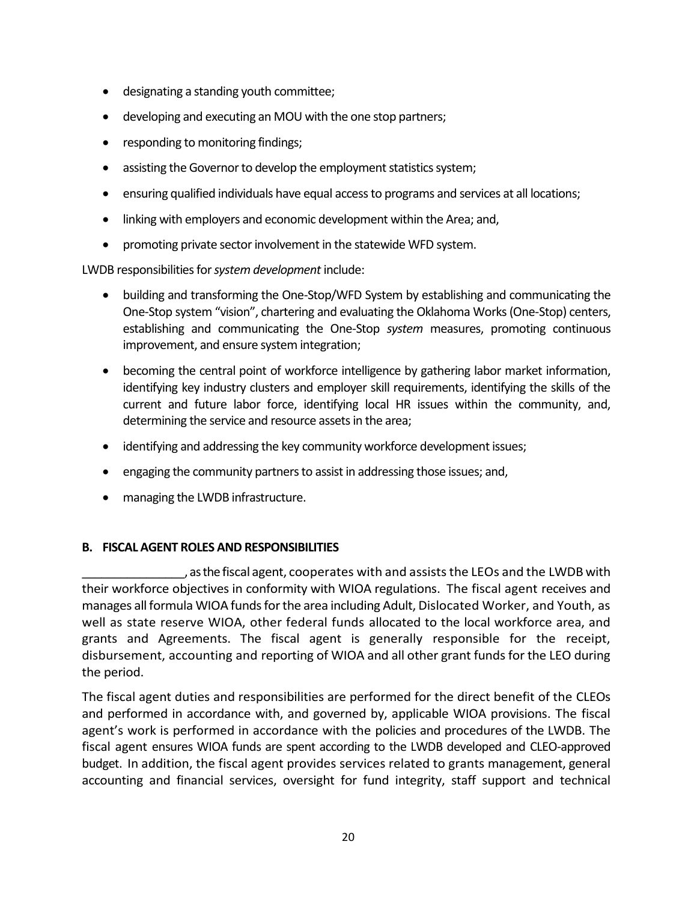- designating a standing youth committee;
- developing and executing an MOU with the one stop partners;
- responding to monitoring findings;
- assisting the Governor to develop the employment statistics system;
- ensuring qualified individuals have equal access to programs and services at all locations;
- linking with employers and economic development within the Area; and,
- promoting private sector involvement in the statewide WFD system.

LWDB responsibilities for *system development* include:

- building and transforming the One-Stop/WFD System by establishing and communicating the One-Stop system "vision", chartering and evaluating the Oklahoma Works (One-Stop) centers, establishing and communicating the One-Stop *system* measures, promoting continuous improvement, and ensure system integration;
- becoming the central point of workforce intelligence by gathering labor market information, identifying key industry clusters and employer skill requirements, identifying the skills of the current and future labor force, identifying local HR issues within the community, and, determining the service and resource assets in the area;
- identifying and addressing the key community workforce development issues;
- engaging the community partners to assist in addressing those issues; and,
- managing the LWDB infrastructure.

**B. FISCAL AGENT ROLES AND RESPONSIBILITIES**

_______________, as the fiscal agent, cooperates with and assists the LEOs and the LWDB with their workforce objectives in conformity with WIOA regulations. The fiscal agent receives and manages all formula WIOA funds for the area including Adult, Dislocated Worker, and Youth, as well as state reserve WIOA, other federal funds allocated to the local workforce area, and grants and Agreements. The fiscal agent is generally responsible for the receipt, disbursement, accounting and reporting of WIOA and all other grant funds for the LEO during the period.

The fiscal agent duties and responsibilities are performed for the direct benefit of the CLEOs and performed in accordance with, and governed by, applicable WIOA provisions. The fiscal agent's work is performed in accordance with the policies and procedures of the LWDB. The fiscal agent ensures WIOA funds are spent according to the LWDB developed and CLEO-approved budget. In addition, the fiscal agent provides services related to grants management, general accounting and financial services, oversight for fund integrity, staff support and technical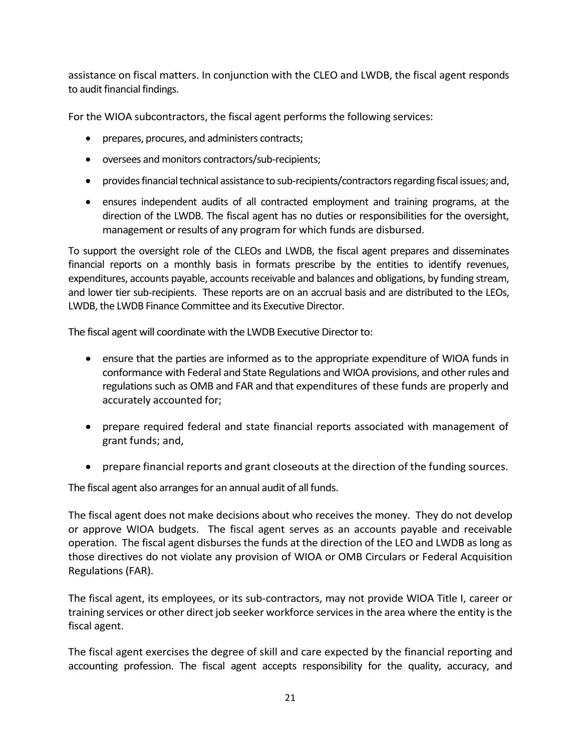assistance on fiscal matters. In conjunction with the CLEO and LWDB, the fiscal agent responds to audit financial findings.

For the WIOA subcontractors, the fiscal agent performs the following services:

- prepares, procures, and administers contracts;
- oversees and monitors contractors/sub-recipients;
- provides financial technical assistance to sub-recipients/contractors regarding fiscal issues; and,
- ensures independent audits of all contracted employment and training programs, at the direction of the LWDB. The fiscal agent has no duties or responsibilities for the oversight, management or results of any program for which funds are disbursed.

To support the oversight role of the CLEOs and LWDB, the fiscal agent prepares and disseminates financial reports on a monthly basis in formats prescribe by the entities to identify revenues, expenditures, accounts payable, accounts receivable and balances and obligations, by funding stream, and lower tier sub-recipients. These reports are on an accrual basis and are distributed to the LEOs, LWDB, the LWDB Finance Committee and its Executive Director.

The fiscal agent will coordinate with the LWDB Executive Director to:

- ensure that the parties are informed as to the appropriate expenditure of WIOA funds in conformance with Federal and State Regulations and WIOA provisions, and other rules and regulations such as OMB and FAR and that expenditures of these funds are properly and accurately accounted for;
- prepare required federal and state financial reports associated with management of grant funds; and,
- prepare financial reports and grant closeouts at the direction of the funding sources.

The fiscal agent also arranges for an annual audit of all funds.

The fiscal agent does not make decisions about who receives the money. They do not develop or approve WIOA budgets. The fiscal agent serves as an accounts payable and receivable operation. The fiscal agent disburses the funds at the direction of the LEO and LWDB as long as those directives do not violate any provision of WIOA or OMB Circulars or Federal Acquisition Regulations (FAR).

The fiscal agent, its employees, or its sub-contractors, may not provide WIOA Title I, career or training services or other direct job seeker workforce services in the area where the entity is the fiscal agent.

The fiscal agent exercises the degree of skill and care expected by the financial reporting and accounting profession. The fiscal agent accepts responsibility for the quality, accuracy, and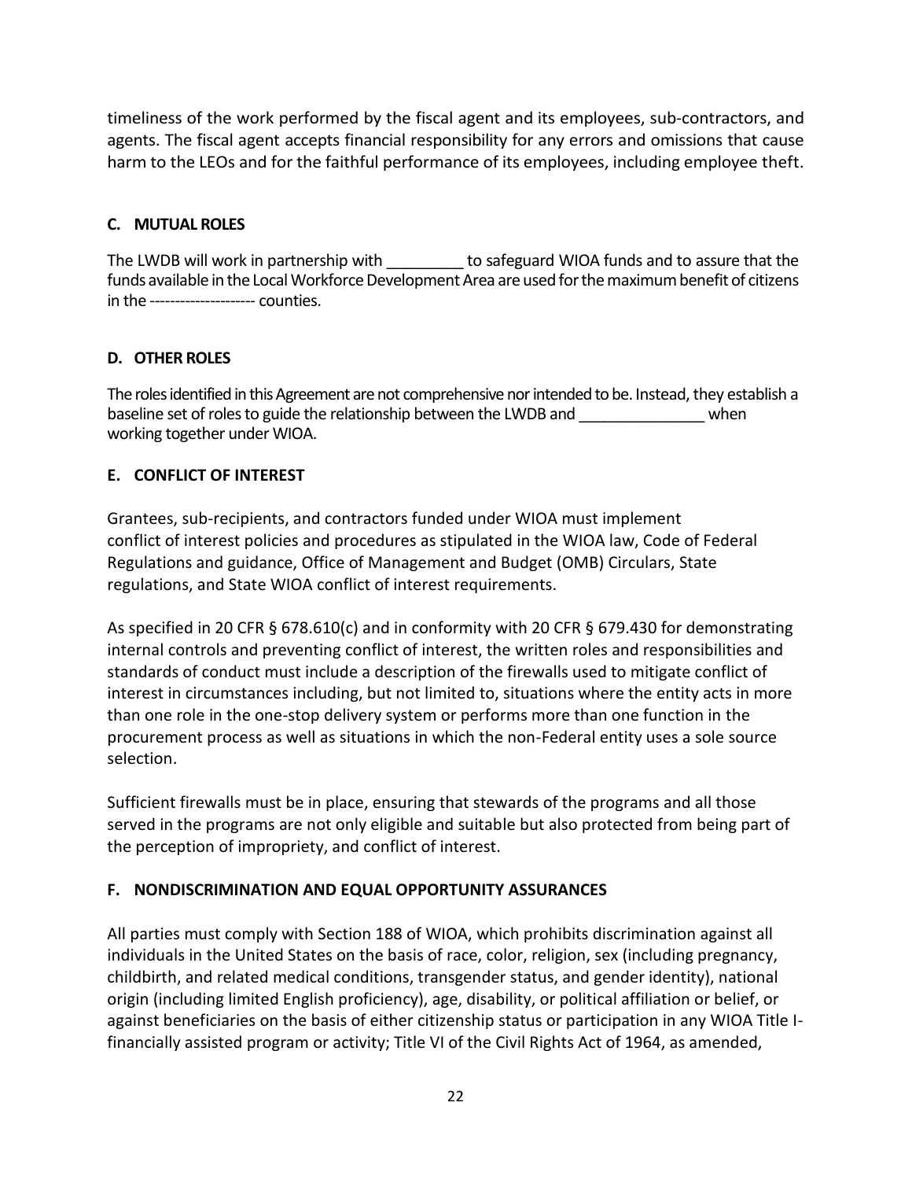timeliness of the work performed by the fiscal agent and its employees, sub-contractors, and agents. The fiscal agent accepts financial responsibility for any errors and omissions that cause harm to the LEOs and for the faithful performance of its employees, including employee theft.

### C. MUTUAL ROLES

The LWDB will work in partnership with _________ to safeguard WIOA funds and to assure that the funds available in the Local Workforce Development Area are used for the maximum benefit of citizens in the --------------------- counties.

### D. OTHER ROLES

The roles identified in this Agreement are not comprehensive nor intended to be. Instead, they establish a baseline set of roles to guide the relationship between the LWDB and _______________ when working together under WIOA.

### E. CONFLICT OF INTEREST

Grantees, sub-recipients, and contractors funded under WIOA must implement conflict of interest policies and procedures as stipulated in the WIOA law, Code of Federal Regulations and guidance, Office of Management and Budget (OMB) Circulars, State regulations, and State WIOA conflict of interest requirements.

As specified in 20 CFR § 678.610(c) and in conformity with 20 CFR § 679.430 for demonstrating internal controls and preventing conflict of interest, the written roles and responsibilities and standards of conduct must include a description of the firewalls used to mitigate conflict of interest in circumstances including, but not limited to, situations where the entity acts in more than one role in the one-stop delivery system or performs more than one function in the procurement process as well as situations in which the non-Federal entity uses a sole source selection.

Sufficient firewalls must be in place, ensuring that stewards of the programs and all those served in the programs are not only eligible and suitable but also protected from being part of the perception of impropriety, and conflict of interest.

### F. NONDISCRIMINATION AND EQUAL OPPORTUNITY ASSURANCES

All parties must comply with Section 188 of WIOA, which prohibits discrimination against all individuals in the United States on the basis of race, color, religion, sex (including pregnancy, childbirth, and related medical conditions, transgender status, and gender identity), national origin (including limited English proficiency), age, disability, or political affiliation or belief, or against beneficiaries on the basis of either citizenship status or participation in any WIOA Title I-financially assisted program or activity; Title VI of the Civil Rights Act of 1964, as amended,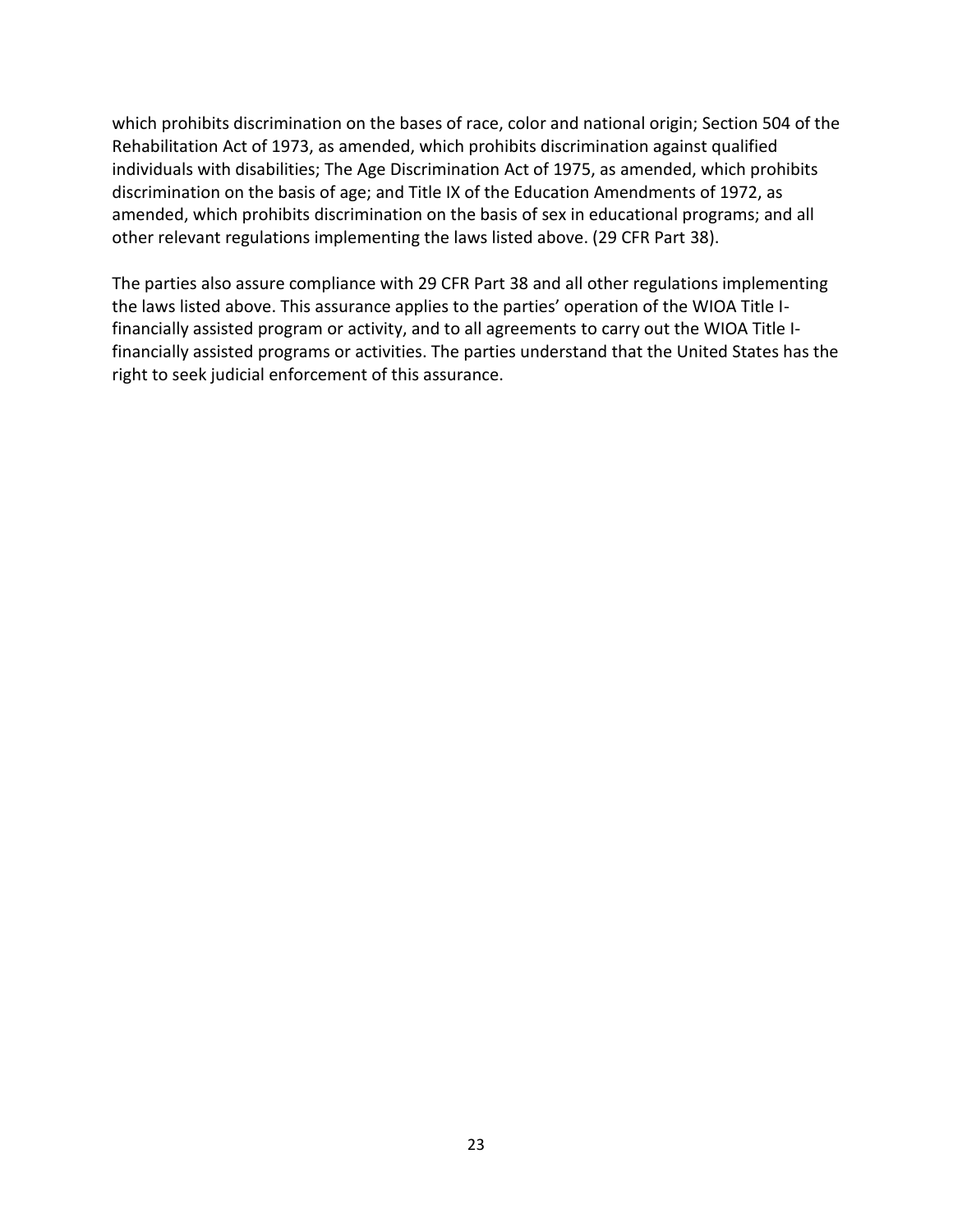which prohibits discrimination on the bases of race, color and national origin; Section 504 of the Rehabilitation Act of 1973, as amended, which prohibits discrimination against qualified individuals with disabilities; The Age Discrimination Act of 1975, as amended, which prohibits discrimination on the basis of age; and Title IX of the Education Amendments of 1972, as amended, which prohibits discrimination on the basis of sex in educational programs; and all other relevant regulations implementing the laws listed above. (29 CFR Part 38).

The parties also assure compliance with 29 CFR Part 38 and all other regulations implementing the laws listed above. This assurance applies to the parties' operation of the WIOA Title I-financially assisted program or activity, and to all agreements to carry out the WIOA Title I-financially assisted programs or activities. The parties understand that the United States has the right to seek judicial enforcement of this assurance.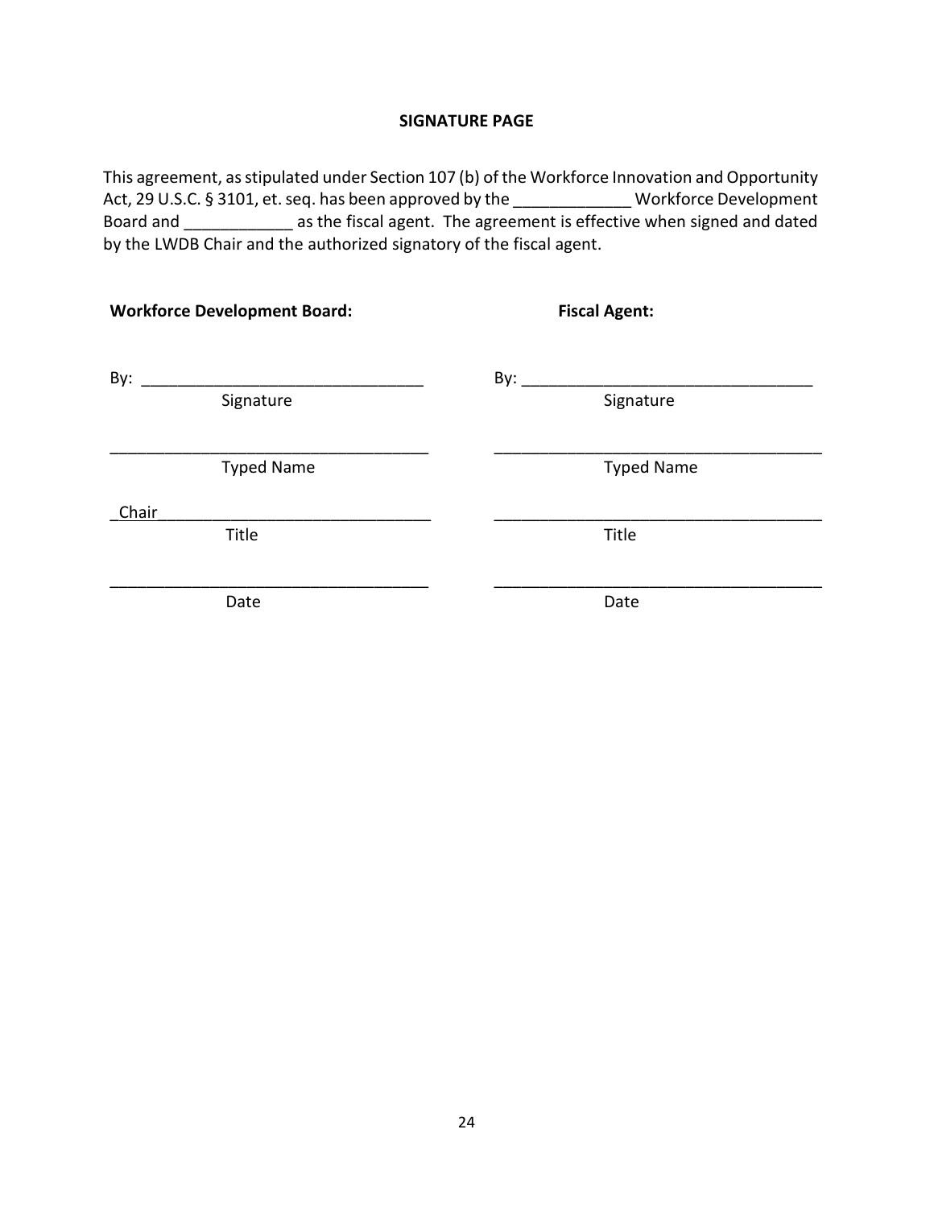**SIGNATURE PAGE**

This agreement, as stipulated under Section 107 (b) of the Workforce Innovation and Opportunity Act, 29 U.S.C. § 3101, et. seq. has been approved by the _____________ Workforce Development Board and ____________ as the fiscal agent. The agreement is effective when signed and dated by the LWDB Chair and the authorized signatory of the fiscal agent.

| **Workforce Development Board:** | **Fiscal Agent:** |
|---|---|
| By: ________________________________ | By: ________________________________ |
| Signature | Signature |
| ____________________________________ | ____________________________________ |
| Typed Name | Typed Name |
| _Chair_______________________________ | ____________________________________ |
| Title | Title |
| ____________________________________ | ____________________________________ |
| Date | Date |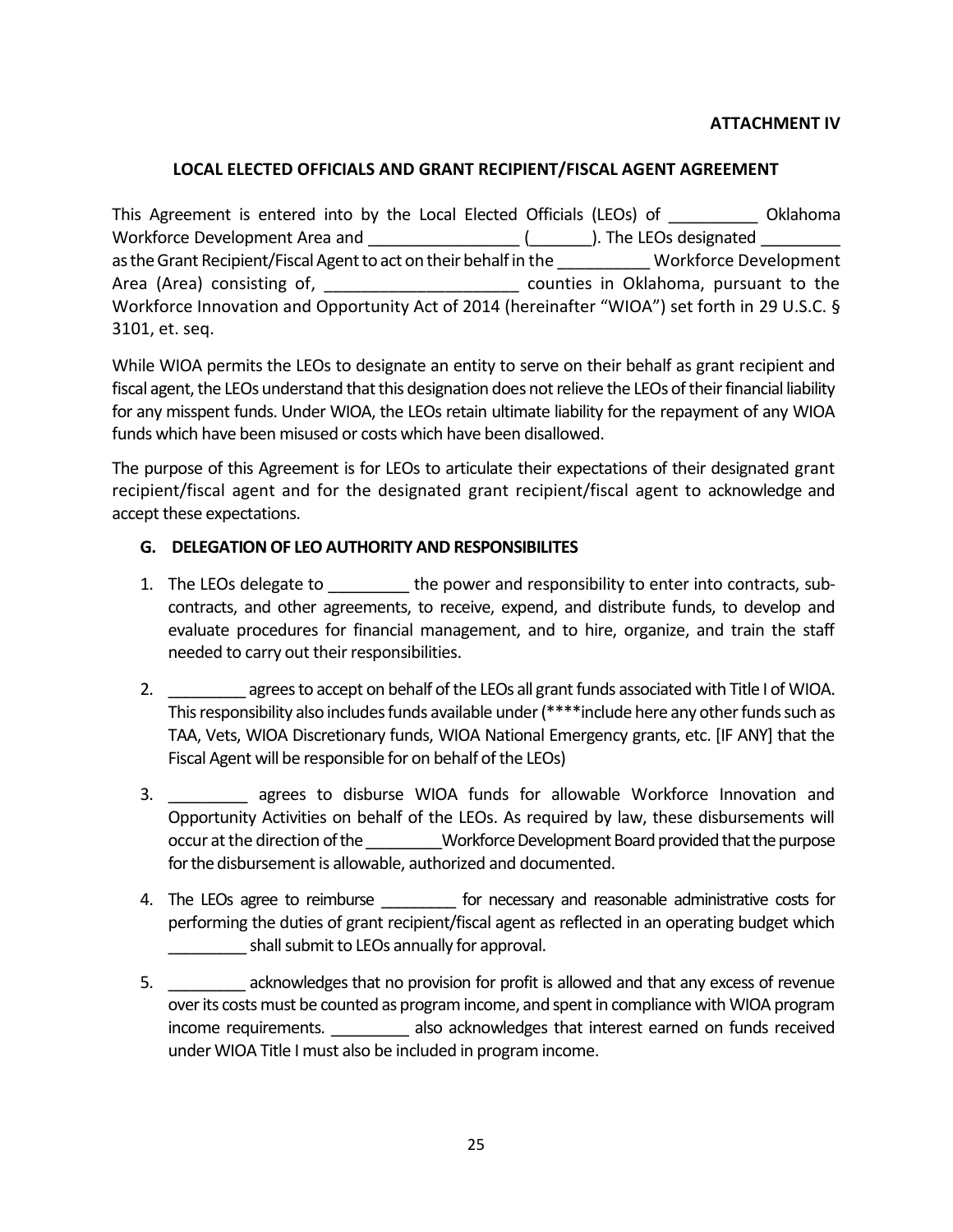**ATTACHMENT IV**

## LOCAL ELECTED OFFICIALS AND GRANT RECIPIENT/FISCAL AGENT AGREEMENT

This Agreement is entered into by the Local Elected Officials (LEOs) of __________ Oklahoma Workforce Development Area and _________________ (_______). The LEOs designated _________ as the Grant Recipient/Fiscal Agent to act on their behalf in the __________ Workforce Development Area (Area) consisting of, _____________________ counties in Oklahoma, pursuant to the Workforce Innovation and Opportunity Act of 2014 (hereinafter "WIOA") set forth in 29 U.S.C. § 3101, et. seq.

While WIOA permits the LEOs to designate an entity to serve on their behalf as grant recipient and fiscal agent, the LEOs understand that this designation does not relieve the LEOs of their financial liability for any misspent funds. Under WIOA, the LEOs retain ultimate liability for the repayment of any WIOA funds which have been misused or costs which have been disallowed.

The purpose of this Agreement is for LEOs to articulate their expectations of their designated grant recipient/fiscal agent and for the designated grant recipient/fiscal agent to acknowledge and accept these expectations.

### G. DELEGATION OF LEO AUTHORITY AND RESPONSIBILITES

1. The LEOs delegate to _________ the power and responsibility to enter into contracts, sub-contracts, and other agreements, to receive, expend, and distribute funds, to develop and evaluate procedures for financial management, and to hire, organize, and train the staff needed to carry out their responsibilities.

2. _________ agrees to accept on behalf of the LEOs all grant funds associated with Title I of WIOA. This responsibility also includes funds available under (****include here any other funds such as TAA, Vets, WIOA Discretionary funds, WIOA National Emergency grants, etc. [IF ANY] that the Fiscal Agent will be responsible for on behalf of the LEOs)

3. _________ agrees to disburse WIOA funds for allowable Workforce Innovation and Opportunity Activities on behalf of the LEOs. As required by law, these disbursements will occur at the direction of the _________Workforce Development Board provided that the purpose for the disbursement is allowable, authorized and documented.

4. The LEOs agree to reimburse _________ for necessary and reasonable administrative costs for performing the duties of grant recipient/fiscal agent as reflected in an operating budget which _________ shall submit to LEOs annually for approval.

5. _________ acknowledges that no provision for profit is allowed and that any excess of revenue over its costs must be counted as program income, and spent in compliance with WIOA program income requirements. _________ also acknowledges that interest earned on funds received under WIOA Title I must also be included in program income.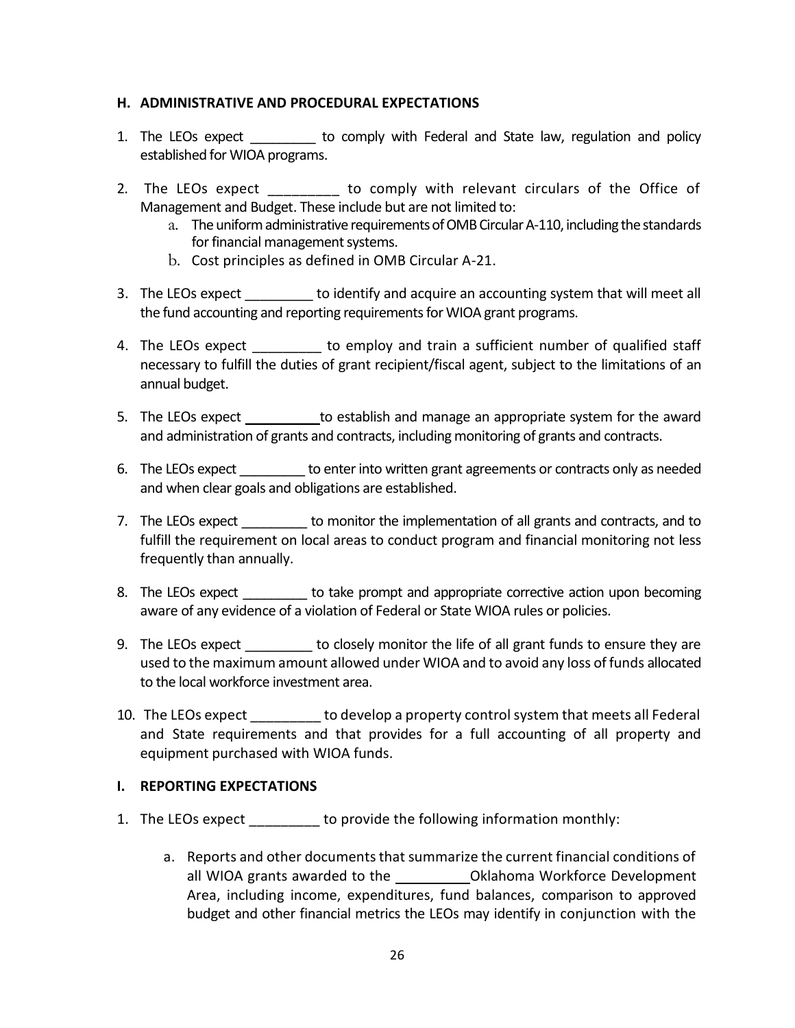### H. ADMINISTRATIVE AND PROCEDURAL EXPECTATIONS

1. The LEOs expect _________ to comply with Federal and State law, regulation and policy established for WIOA programs.

2. The LEOs expect _________ to comply with relevant circulars of the Office of Management and Budget. These include but are not limited to:
   a. The uniform administrative requirements of OMB Circular A-110, including the standards for financial management systems.
   b. Cost principles as defined in OMB Circular A-21.

3. The LEOs expect _________ to identify and acquire an accounting system that will meet all the fund accounting and reporting requirements for WIOA grant programs.

4. The LEOs expect _________ to employ and train a sufficient number of qualified staff necessary to fulfill the duties of grant recipient/fiscal agent, subject to the limitations of an annual budget.

5. The LEOs expect __________to establish and manage an appropriate system for the award and administration of grants and contracts, including monitoring of grants and contracts.

6. The LEOs expect _________ to enter into written grant agreements or contracts only as needed and when clear goals and obligations are established.

7. The LEOs expect _________ to monitor the implementation of all grants and contracts, and to fulfill the requirement on local areas to conduct program and financial monitoring not less frequently than annually.

8. The LEOs expect _________ to take prompt and appropriate corrective action upon becoming aware of any evidence of a violation of Federal or State WIOA rules or policies.

9. The LEOs expect _________ to closely monitor the life of all grant funds to ensure they are used to the maximum amount allowed under WIOA and to avoid any loss of funds allocated to the local workforce investment area.

10. The LEOs expect _________ to develop a property control system that meets all Federal and State requirements and that provides for a full accounting of all property and equipment purchased with WIOA funds.

### I. REPORTING EXPECTATIONS

1. The LEOs expect _________ to provide the following information monthly:

   a. Reports and other documents that summarize the current financial conditions of all WIOA grants awarded to the __________Oklahoma Workforce Development Area, including income, expenditures, fund balances, comparison to approved budget and other financial metrics the LEOs may identify in conjunction with the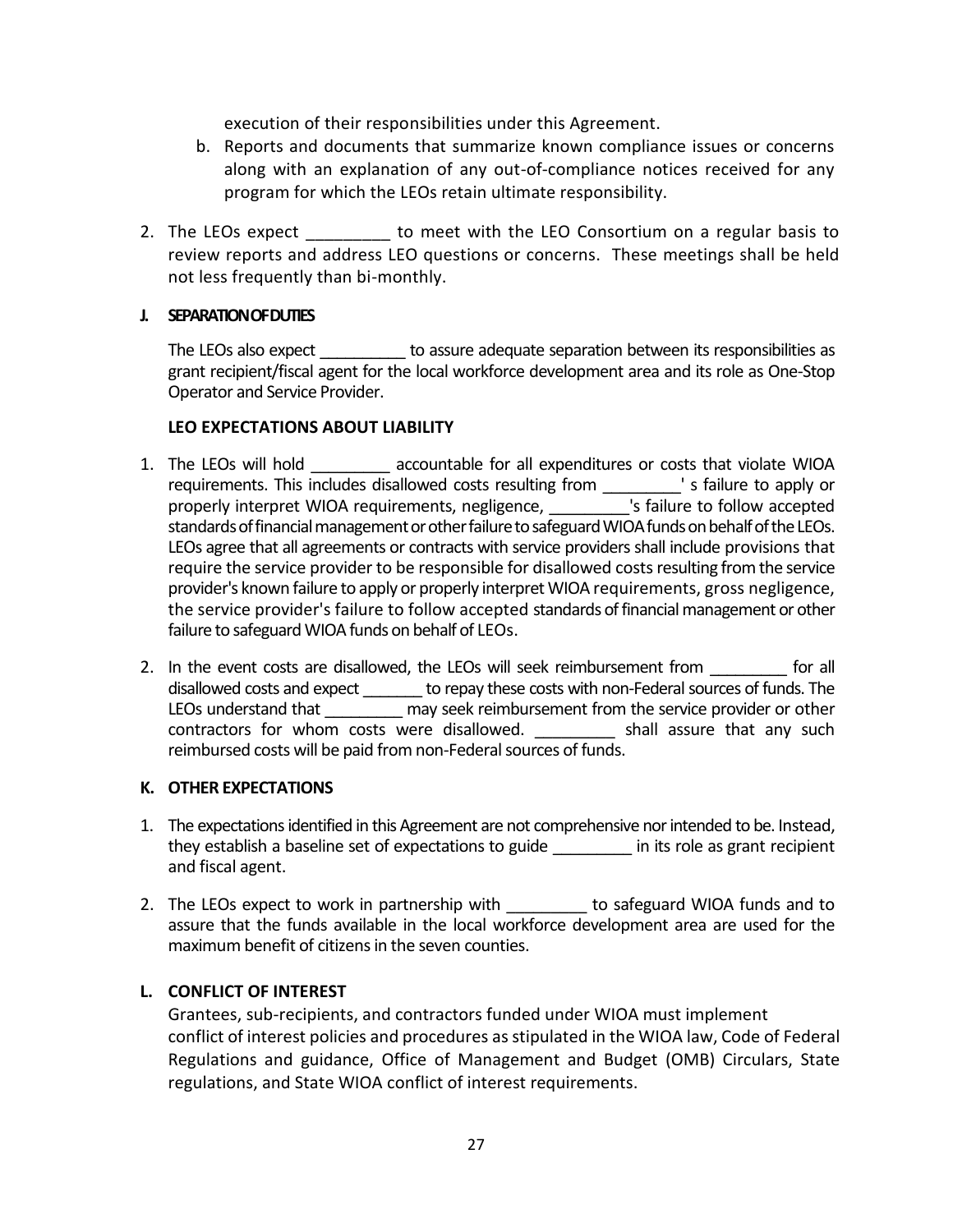execution of their responsibilities under this Agreement.

b. Reports and documents that summarize known compliance issues or concerns along with an explanation of any out-of-compliance notices received for any program for which the LEOs retain ultimate responsibility.

2. The LEOs expect _________ to meet with the LEO Consortium on a regular basis to review reports and address LEO questions or concerns. These meetings shall be held not less frequently than bi-monthly.

#### J. SEPARATION OF DUTIES

The LEOs also expect __________ to assure adequate separation between its responsibilities as grant recipient/fiscal agent for the local workforce development area and its role as One-Stop Operator and Service Provider.

#### LEO EXPECTATIONS ABOUT LIABILITY

1. The LEOs will hold _________ accountable for all expenditures or costs that violate WIOA requirements. This includes disallowed costs resulting from _________' s failure to apply or properly interpret WIOA requirements, negligence, _________'s failure to follow accepted standards of financial management or other failure to safeguard WIOA funds on behalf of the LEOs. LEOs agree that all agreements or contracts with service providers shall include provisions that require the service provider to be responsible for disallowed costs resulting from the service provider's known failure to apply or properly interpret WIOA requirements, gross negligence, the service provider's failure to follow accepted standards of financial management or other failure to safeguard WIOA funds on behalf of LEOs.

2. In the event costs are disallowed, the LEOs will seek reimbursement from _________ for all disallowed costs and expect _______ to repay these costs with non-Federal sources of funds. The LEOs understand that _________ may seek reimbursement from the service provider or other contractors for whom costs were disallowed. _________ shall assure that any such reimbursed costs will be paid from non-Federal sources of funds.

#### K. OTHER EXPECTATIONS

1. The expectations identified in this Agreement are not comprehensive nor intended to be. Instead, they establish a baseline set of expectations to guide _________ in its role as grant recipient and fiscal agent.

2. The LEOs expect to work in partnership with _________ to safeguard WIOA funds and to assure that the funds available in the local workforce development area are used for the maximum benefit of citizens in the seven counties.

#### L. CONFLICT OF INTEREST

Grantees, sub-recipients, and contractors funded under WIOA must implement conflict of interest policies and procedures as stipulated in the WIOA law, Code of Federal Regulations and guidance, Office of Management and Budget (OMB) Circulars, State regulations, and State WIOA conflict of interest requirements.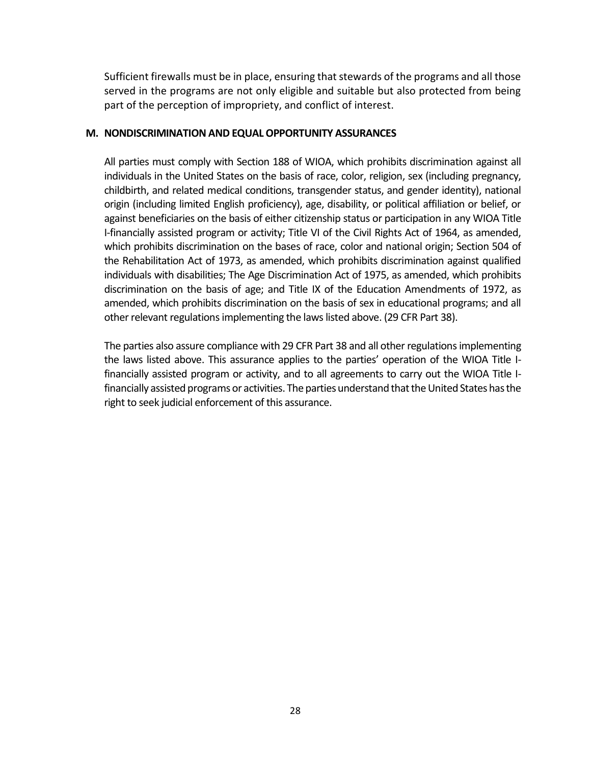Sufficient firewalls must be in place, ensuring that stewards of the programs and all those served in the programs are not only eligible and suitable but also protected from being part of the perception of impropriety, and conflict of interest.

### M. NONDISCRIMINATION AND EQUAL OPPORTUNITY ASSURANCES

All parties must comply with Section 188 of WIOA, which prohibits discrimination against all individuals in the United States on the basis of race, color, religion, sex (including pregnancy, childbirth, and related medical conditions, transgender status, and gender identity), national origin (including limited English proficiency), age, disability, or political affiliation or belief, or against beneficiaries on the basis of either citizenship status or participation in any WIOA Title I-financially assisted program or activity; Title VI of the Civil Rights Act of 1964, as amended, which prohibits discrimination on the bases of race, color and national origin; Section 504 of the Rehabilitation Act of 1973, as amended, which prohibits discrimination against qualified individuals with disabilities; The Age Discrimination Act of 1975, as amended, which prohibits discrimination on the basis of age; and Title IX of the Education Amendments of 1972, as amended, which prohibits discrimination on the basis of sex in educational programs; and all other relevant regulations implementing the laws listed above. (29 CFR Part 38).

The parties also assure compliance with 29 CFR Part 38 and all other regulations implementing the laws listed above. This assurance applies to the parties' operation of the WIOA Title I-financially assisted program or activity, and to all agreements to carry out the WIOA Title I-financially assisted programs or activities. The parties understand that the United States has the right to seek judicial enforcement of this assurance.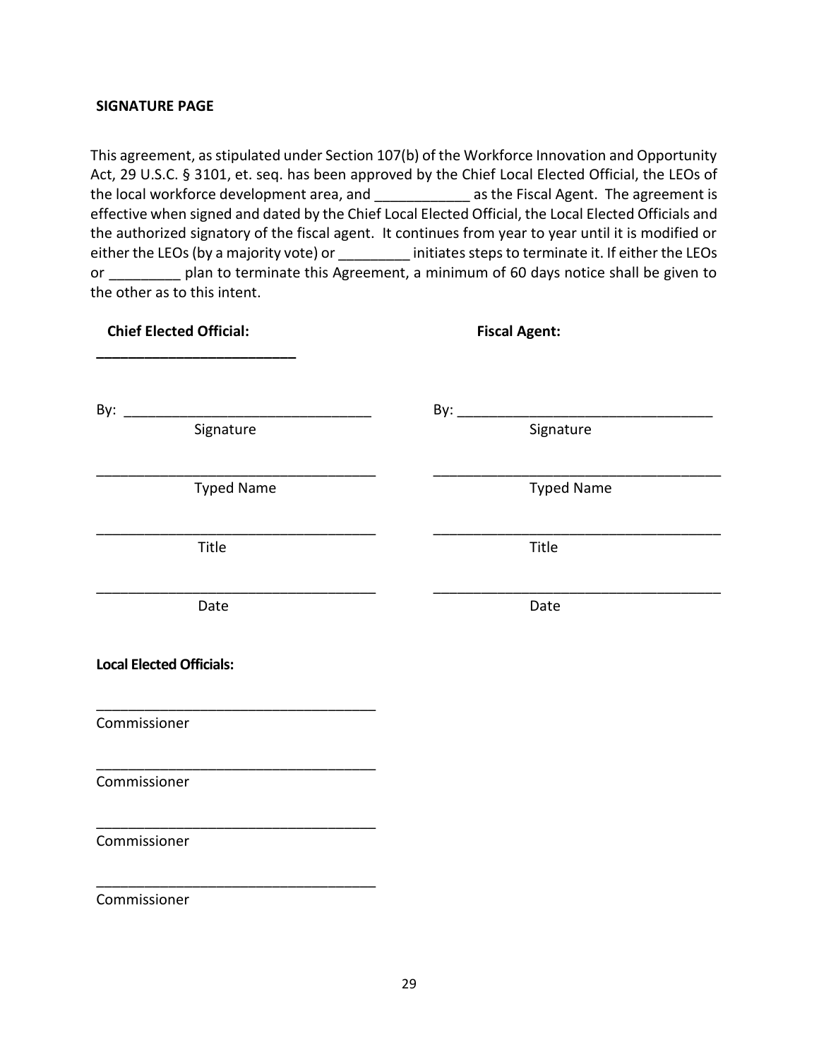**SIGNATURE PAGE**

This agreement, as stipulated under Section 107(b) of the Workforce Innovation and Opportunity Act, 29 U.S.C. § 3101, et. seq. has been approved by the Chief Local Elected Official, the LEOs of the local workforce development area, and ____________ as the Fiscal Agent. The agreement is effective when signed and dated by the Chief Local Elected Official, the Local Elected Officials and the authorized signatory of the fiscal agent. It continues from year to year until it is modified or either the LEOs (by a majority vote) or _________ initiates steps to terminate it. If either the LEOs or _________ plan to terminate this Agreement, a minimum of 60 days notice shall be given to the other as to this intent.

**Chief Elected Official:**

**_________________________**

By: _______________________________
Signature

___________________________________
Typed Name

___________________________________
Title

___________________________________
Date

**Fiscal Agent:**

By: _______________________________
Signature

___________________________________
Typed Name

___________________________________
Title

___________________________________
Date

**Local Elected Officials:**

___________________________________
Commissioner

___________________________________
Commissioner

___________________________________
Commissioner

___________________________________
Commissioner